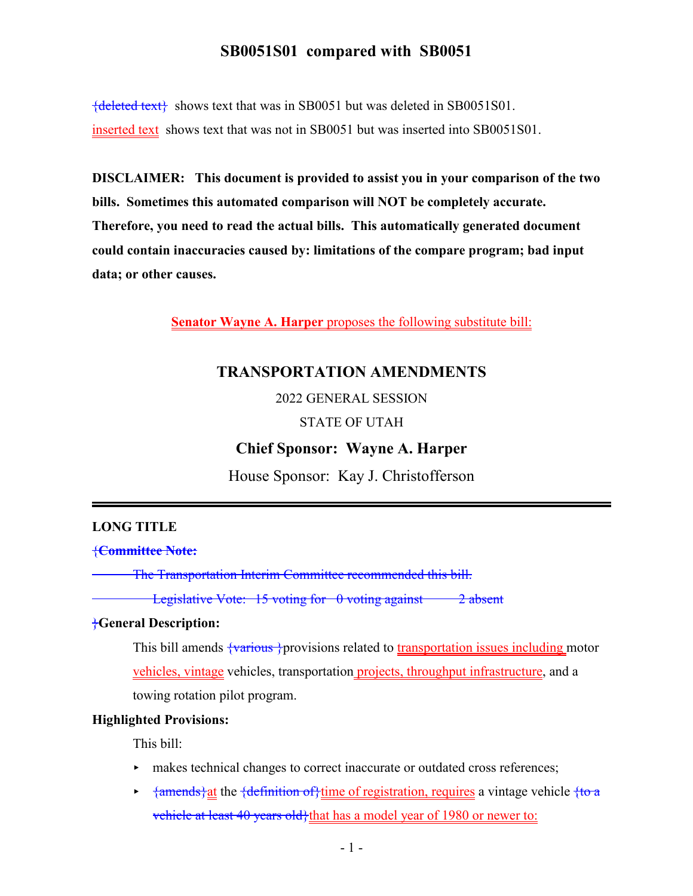# SB0051S01 compared with SB0051

{deleted text} shows text that was in SB0051 but was deleted in SB0051S01.

inserted text shows text that was not in SB0051 but was inserted into SB0051S01.

**DISCLAIMER: This document is provided to assist you in your comparison of the two bills. Sometimes this automated comparison will NOT be completely accurate. Therefore, you need to read the actual bills. This automatically generated document could contain inaccuracies caused by: limitations of the compare program; bad input data; or other causes.**

**Senator Wayne A. Harper** proposes the following substitute bill:

## TRANSPORTATION AMENDMENTS

2022 GENERAL SESSION

STATE OF UTAH

**Chief Sponsor: Wayne A. Harper**

House Sponsor: Kay J. Christofferson

---

**LONG TITLE**

{**Committee Note:**

The Transportation Interim Committee recommended this bill.

Legislative Vote: 15 voting for 0 voting against 2 absent

}**General Description:**

This bill amends {various }provisions related to transportation issues including motor vehicles, vintage vehicles, transportation projects, throughput infrastructure, and a towing rotation pilot program.

**Highlighted Provisions:**

This bill:

- makes technical changes to correct inaccurate or outdated cross references;
- {amends}at the {definition of}time of registration, requires a vintage vehicle {to a vehicle at least 40 years old}that has a model year of 1980 or newer to: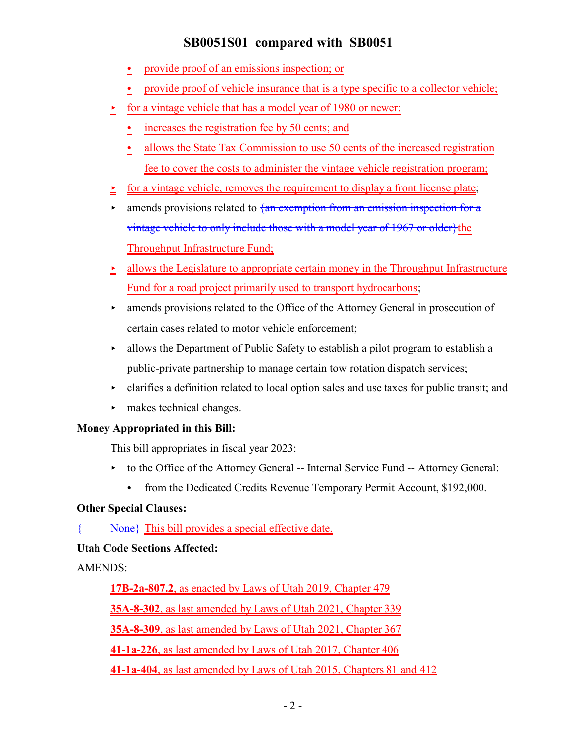- provide proof of an emissions inspection; or
    - provide proof of vehicle insurance that is a type specific to a collector vehicle;
- for a vintage vehicle that has a model year of 1980 or newer:
    - increases the registration fee by 50 cents; and
    - allows the State Tax Commission to use 50 cents of the increased registration fee to cover the costs to administer the vintage vehicle registration program;
- for a vintage vehicle, removes the requirement to display a front license plate;
- amends provisions related to {an exemption from an emission inspection for a vintage vehicle to only include those with a model year of 1967 or older}the Throughput Infrastructure Fund;
- allows the Legislature to appropriate certain money in the Throughput Infrastructure Fund for a road project primarily used to transport hydrocarbons;
- amends provisions related to the Office of the Attorney General in prosecution of certain cases related to motor vehicle enforcement;
- allows the Department of Public Safety to establish a pilot program to establish a public-private partnership to manage certain tow rotation dispatch services;
- clarifies a definition related to local option sales and use taxes for public transit; and
- makes technical changes.

**Money Appropriated in this Bill:**

This bill appropriates in fiscal year 2023:

- to the Office of the Attorney General -- Internal Service Fund -- Attorney General:
    - from the Dedicated Credits Revenue Temporary Permit Account, $192,000.

**Other Special Clauses:**

{ None} This bill provides a special effective date.

**Utah Code Sections Affected:**

AMENDS:

**17B-2a-807.2**, as enacted by Laws of Utah 2019, Chapter 479

**35A-8-302**, as last amended by Laws of Utah 2021, Chapter 339

**35A-8-309**, as last amended by Laws of Utah 2021, Chapter 367

**41-1a-226**, as last amended by Laws of Utah 2017, Chapter 406

**41-1a-404**, as last amended by Laws of Utah 2015, Chapters 81 and 412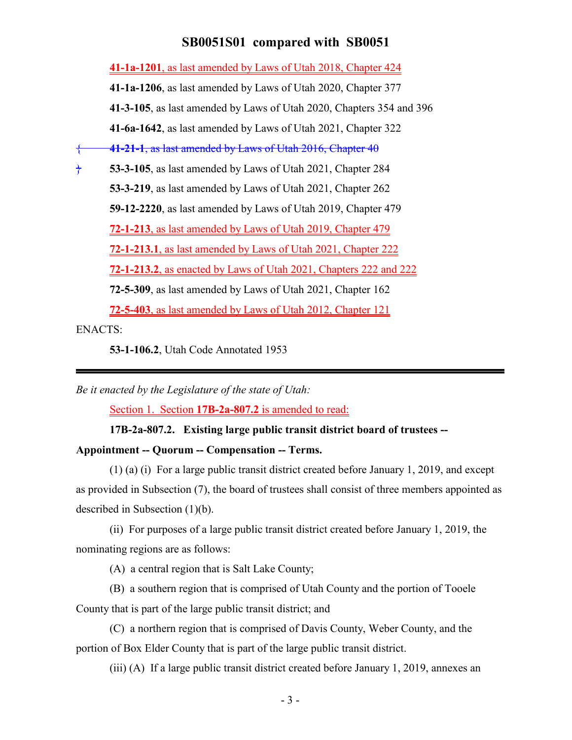**41-1a-1201**, as last amended by Laws of Utah 2018, Chapter 424

**41-1a-1206**, as last amended by Laws of Utah 2020, Chapter 377

**41-3-105**, as last amended by Laws of Utah 2020, Chapters 354 and 396

**41-6a-1642**, as last amended by Laws of Utah 2021, Chapter 322

{ ~~**41-21-1**, as last amended by Laws of Utah 2016, Chapter 40~~

} **53-3-105**, as last amended by Laws of Utah 2021, Chapter 284

**53-3-219**, as last amended by Laws of Utah 2021, Chapter 262

**59-12-2220**, as last amended by Laws of Utah 2019, Chapter 479

**72-1-213**, as last amended by Laws of Utah 2019, Chapter 479

**72-1-213.1**, as last amended by Laws of Utah 2021, Chapter 222

**72-1-213.2**, as enacted by Laws of Utah 2021, Chapters 222 and 222

**72-5-309**, as last amended by Laws of Utah 2021, Chapter 162

**72-5-403**, as last amended by Laws of Utah 2012, Chapter 121

ENACTS:

**53-1-106.2**, Utah Code Annotated 1953

---

*Be it enacted by the Legislature of the state of Utah:*

Section 1. Section **17B-2a-807.2** is amended to read:

**17B-2a-807.2. Existing large public transit district board of trustees -- Appointment -- Quorum -- Compensation -- Terms.**

(1) (a) (i) For a large public transit district created before January 1, 2019, and except as provided in Subsection (7), the board of trustees shall consist of three members appointed as described in Subsection (1)(b).

(ii) For purposes of a large public transit district created before January 1, 2019, the nominating regions are as follows:

(A) a central region that is Salt Lake County;

(B) a southern region that is comprised of Utah County and the portion of Tooele County that is part of the large public transit district; and

(C) a northern region that is comprised of Davis County, Weber County, and the portion of Box Elder County that is part of the large public transit district.

(iii) (A) If a large public transit district created before January 1, 2019, annexes an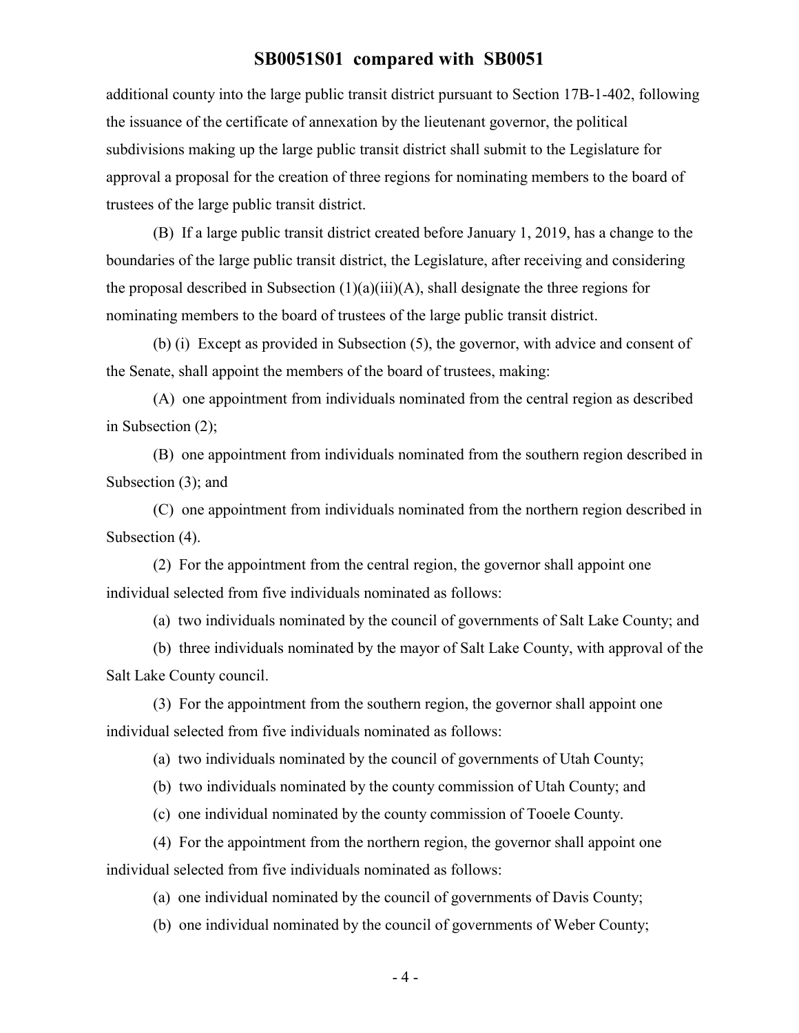additional county into the large public transit district pursuant to Section 17B-1-402, following the issuance of the certificate of annexation by the lieutenant governor, the political subdivisions making up the large public transit district shall submit to the Legislature for approval a proposal for the creation of three regions for nominating members to the board of trustees of the large public transit district.

(B) If a large public transit district created before January 1, 2019, has a change to the boundaries of the large public transit district, the Legislature, after receiving and considering the proposal described in Subsection (1)(a)(iii)(A), shall designate the three regions for nominating members to the board of trustees of the large public transit district.

(b) (i) Except as provided in Subsection (5), the governor, with advice and consent of the Senate, shall appoint the members of the board of trustees, making:

(A) one appointment from individuals nominated from the central region as described in Subsection (2);

(B) one appointment from individuals nominated from the southern region described in Subsection (3); and

(C) one appointment from individuals nominated from the northern region described in Subsection (4).

(2) For the appointment from the central region, the governor shall appoint one individual selected from five individuals nominated as follows:

(a) two individuals nominated by the council of governments of Salt Lake County; and

(b) three individuals nominated by the mayor of Salt Lake County, with approval of the Salt Lake County council.

(3) For the appointment from the southern region, the governor shall appoint one individual selected from five individuals nominated as follows:

(a) two individuals nominated by the council of governments of Utah County;

(b) two individuals nominated by the county commission of Utah County; and

(c) one individual nominated by the county commission of Tooele County.

(4) For the appointment from the northern region, the governor shall appoint one individual selected from five individuals nominated as follows:

(a) one individual nominated by the council of governments of Davis County;

(b) one individual nominated by the council of governments of Weber County;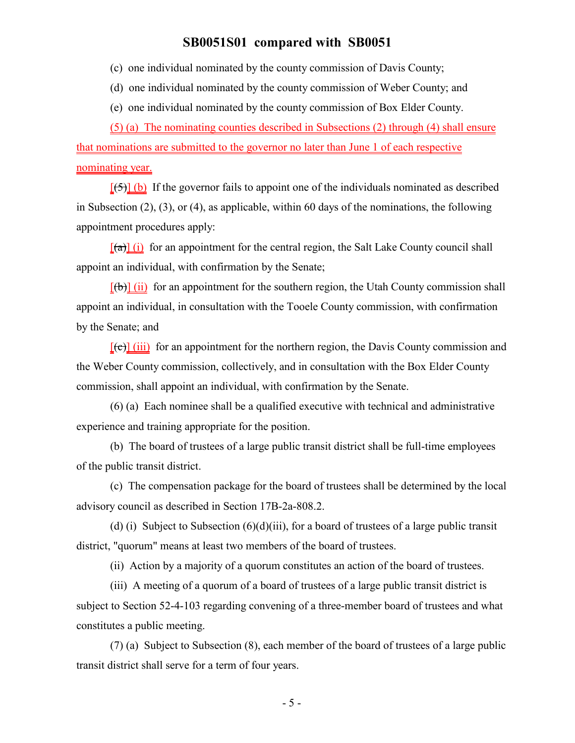(c) one individual nominated by the county commission of Davis County;

(d) one individual nominated by the county commission of Weber County; and

(e) one individual nominated by the county commission of Box Elder County.

(5) (a) The nominating counties described in Subsections (2) through (4) shall ensure that nominations are submitted to the governor no later than June 1 of each respective nominating year.

[(5)] (b) If the governor fails to appoint one of the individuals nominated as described in Subsection (2), (3), or (4), as applicable, within 60 days of the nominations, the following appointment procedures apply:

[(a)] (i) for an appointment for the central region, the Salt Lake County council shall appoint an individual, with confirmation by the Senate;

[(b)] (ii) for an appointment for the southern region, the Utah County commission shall appoint an individual, in consultation with the Tooele County commission, with confirmation by the Senate; and

[(c)] (iii) for an appointment for the northern region, the Davis County commission and the Weber County commission, collectively, and in consultation with the Box Elder County commission, shall appoint an individual, with confirmation by the Senate.

(6) (a) Each nominee shall be a qualified executive with technical and administrative experience and training appropriate for the position.

(b) The board of trustees of a large public transit district shall be full-time employees of the public transit district.

(c) The compensation package for the board of trustees shall be determined by the local advisory council as described in Section 17B-2a-808.2.

(d) (i) Subject to Subsection (6)(d)(iii), for a board of trustees of a large public transit district, "quorum" means at least two members of the board of trustees.

(ii) Action by a majority of a quorum constitutes an action of the board of trustees.

(iii) A meeting of a quorum of a board of trustees of a large public transit district is subject to Section 52-4-103 regarding convening of a three-member board of trustees and what constitutes a public meeting.

(7) (a) Subject to Subsection (8), each member of the board of trustees of a large public transit district shall serve for a term of four years.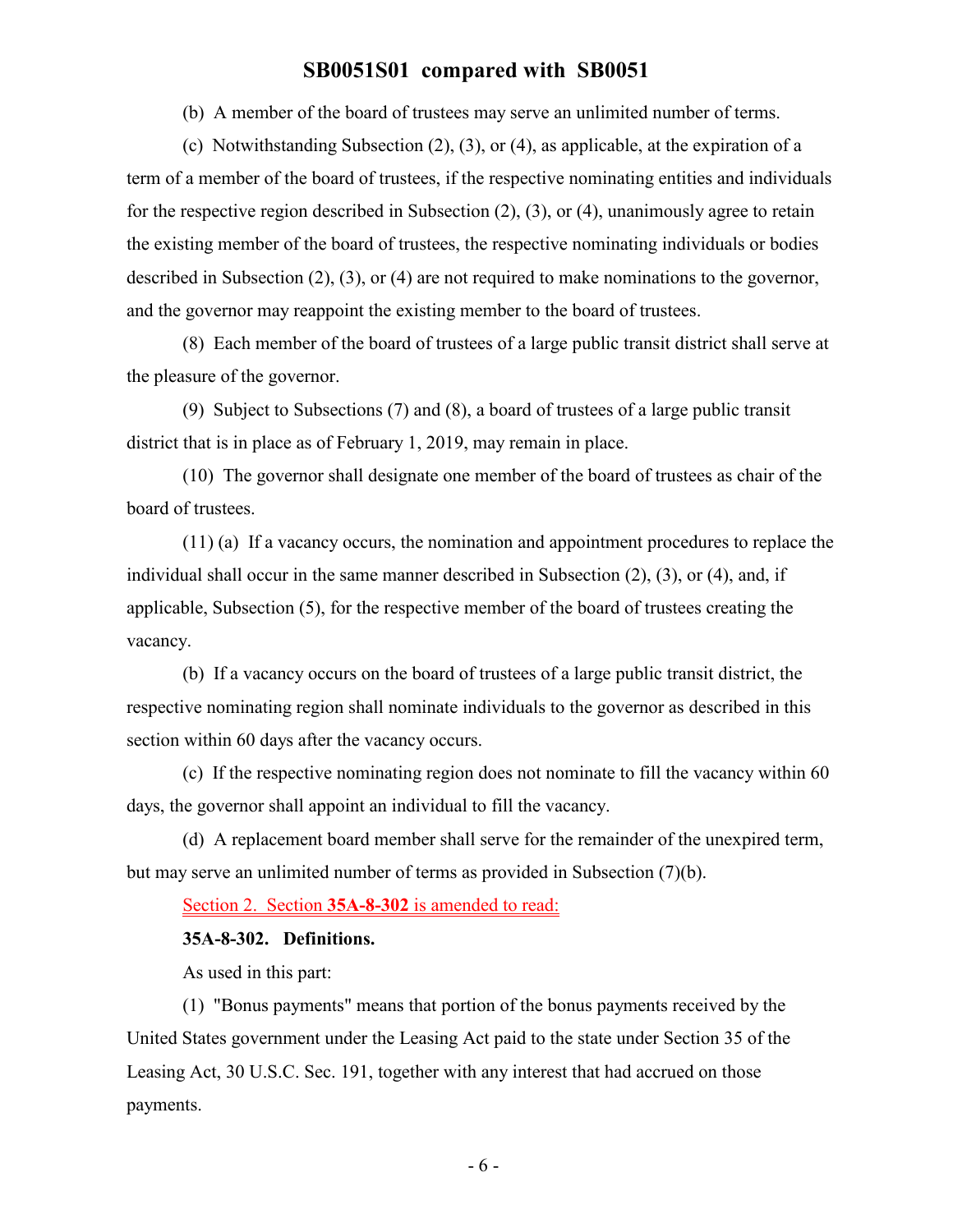(b) A member of the board of trustees may serve an unlimited number of terms.

(c) Notwithstanding Subsection (2), (3), or (4), as applicable, at the expiration of a term of a member of the board of trustees, if the respective nominating entities and individuals for the respective region described in Subsection (2), (3), or (4), unanimously agree to retain the existing member of the board of trustees, the respective nominating individuals or bodies described in Subsection (2), (3), or (4) are not required to make nominations to the governor, and the governor may reappoint the existing member to the board of trustees.

(8) Each member of the board of trustees of a large public transit district shall serve at the pleasure of the governor.

(9) Subject to Subsections (7) and (8), a board of trustees of a large public transit district that is in place as of February 1, 2019, may remain in place.

(10) The governor shall designate one member of the board of trustees as chair of the board of trustees.

(11) (a) If a vacancy occurs, the nomination and appointment procedures to replace the individual shall occur in the same manner described in Subsection (2), (3), or (4), and, if applicable, Subsection (5), for the respective member of the board of trustees creating the vacancy.

(b) If a vacancy occurs on the board of trustees of a large public transit district, the respective nominating region shall nominate individuals to the governor as described in this section within 60 days after the vacancy occurs.

(c) If the respective nominating region does not nominate to fill the vacancy within 60 days, the governor shall appoint an individual to fill the vacancy.

(d) A replacement board member shall serve for the remainder of the unexpired term, but may serve an unlimited number of terms as provided in Subsection (7)(b).

Section 2. Section **35A-8-302** is amended to read:

**35A-8-302. Definitions.**

As used in this part:

(1) "Bonus payments" means that portion of the bonus payments received by the United States government under the Leasing Act paid to the state under Section 35 of the Leasing Act, 30 U.S.C. Sec. 191, together with any interest that had accrued on those payments.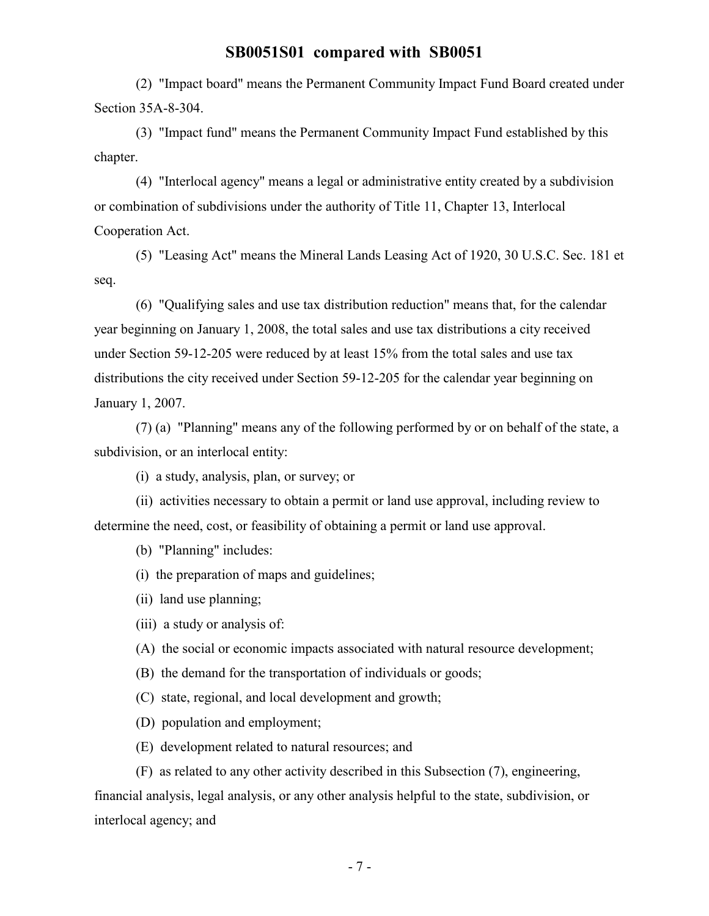(2) "Impact board" means the Permanent Community Impact Fund Board created under Section 35A-8-304.

(3) "Impact fund" means the Permanent Community Impact Fund established by this chapter.

(4) "Interlocal agency" means a legal or administrative entity created by a subdivision or combination of subdivisions under the authority of Title 11, Chapter 13, Interlocal Cooperation Act.

(5) "Leasing Act" means the Mineral Lands Leasing Act of 1920, 30 U.S.C. Sec. 181 et seq.

(6) "Qualifying sales and use tax distribution reduction" means that, for the calendar year beginning on January 1, 2008, the total sales and use tax distributions a city received under Section 59-12-205 were reduced by at least 15% from the total sales and use tax distributions the city received under Section 59-12-205 for the calendar year beginning on January 1, 2007.

(7) (a) "Planning" means any of the following performed by or on behalf of the state, a subdivision, or an interlocal entity:

(i) a study, analysis, plan, or survey; or

(ii) activities necessary to obtain a permit or land use approval, including review to determine the need, cost, or feasibility of obtaining a permit or land use approval.

(b) "Planning" includes:

(i) the preparation of maps and guidelines;

(ii) land use planning;

(iii) a study or analysis of:

(A) the social or economic impacts associated with natural resource development;

(B) the demand for the transportation of individuals or goods;

(C) state, regional, and local development and growth;

(D) population and employment;

(E) development related to natural resources; and

(F) as related to any other activity described in this Subsection (7), engineering, financial analysis, legal analysis, or any other analysis helpful to the state, subdivision, or interlocal agency; and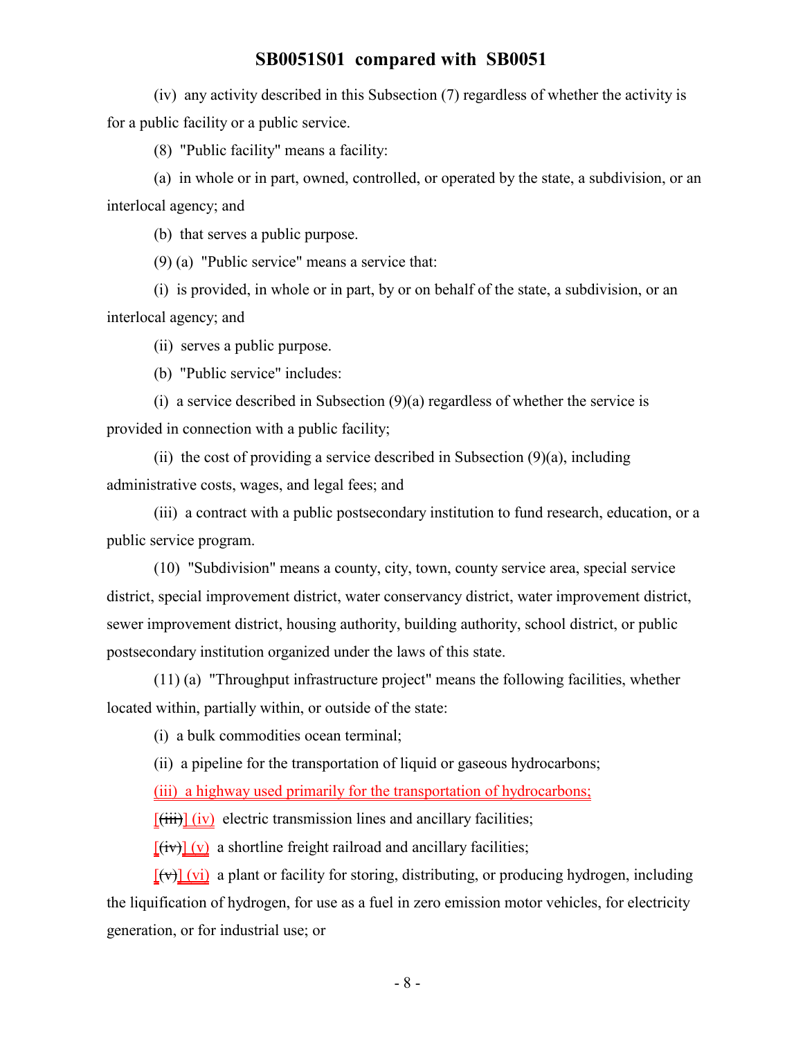(iv) any activity described in this Subsection (7) regardless of whether the activity is for a public facility or a public service.

(8) "Public facility" means a facility:

(a) in whole or in part, owned, controlled, or operated by the state, a subdivision, or an interlocal agency; and

(b) that serves a public purpose.

(9) (a) "Public service" means a service that:

(i) is provided, in whole or in part, by or on behalf of the state, a subdivision, or an interlocal agency; and

(ii) serves a public purpose.

(b) "Public service" includes:

(i) a service described in Subsection (9)(a) regardless of whether the service is provided in connection with a public facility;

(ii) the cost of providing a service described in Subsection (9)(a), including administrative costs, wages, and legal fees; and

(iii) a contract with a public postsecondary institution to fund research, education, or a public service program.

(10) "Subdivision" means a county, city, town, county service area, special service district, special improvement district, water conservancy district, water improvement district, sewer improvement district, housing authority, building authority, school district, or public postsecondary institution organized under the laws of this state.

(11) (a) "Throughput infrastructure project" means the following facilities, whether located within, partially within, or outside of the state:

(i) a bulk commodities ocean terminal;

(ii) a pipeline for the transportation of liquid or gaseous hydrocarbons;

(iii) a highway used primarily for the transportation of hydrocarbons;

[~~(iii)~~] (iv) electric transmission lines and ancillary facilities;

[~~(iv)~~] (v) a shortline freight railroad and ancillary facilities;

[~~(v)~~] (vi) a plant or facility for storing, distributing, or producing hydrogen, including the liquification of hydrogen, for use as a fuel in zero emission motor vehicles, for electricity generation, or for industrial use; or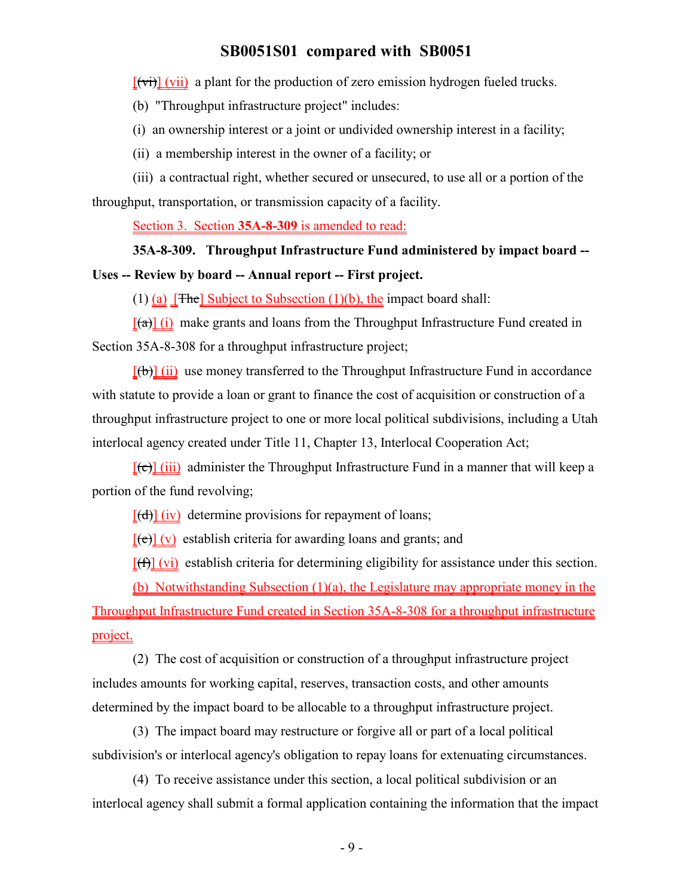[(vi)] (vii) a plant for the production of zero emission hydrogen fueled trucks.

(b) "Throughput infrastructure project" includes:

(i) an ownership interest or a joint or undivided ownership interest in a facility;

(ii) a membership interest in the owner of a facility; or

(iii) a contractual right, whether secured or unsecured, to use all or a portion of the throughput, transportation, or transmission capacity of a facility.

Section 3. Section **35A-8-309** is amended to read:

**35A-8-309. Throughput Infrastructure Fund administered by impact board -- Uses -- Review by board -- Annual report -- First project.**

(1) (a) [The] Subject to Subsection (1)(b), the impact board shall:

[(a)] (i) make grants and loans from the Throughput Infrastructure Fund created in Section 35A-8-308 for a throughput infrastructure project;

[(b)] (ii) use money transferred to the Throughput Infrastructure Fund in accordance with statute to provide a loan or grant to finance the cost of acquisition or construction of a throughput infrastructure project to one or more local political subdivisions, including a Utah interlocal agency created under Title 11, Chapter 13, Interlocal Cooperation Act;

[(c)] (iii) administer the Throughput Infrastructure Fund in a manner that will keep a portion of the fund revolving;

[(d)] (iv) determine provisions for repayment of loans;

[(e)] (v) establish criteria for awarding loans and grants; and

[(f)] (vi) establish criteria for determining eligibility for assistance under this section.

(b) Notwithstanding Subsection (1)(a), the Legislature may appropriate money in the Throughput Infrastructure Fund created in Section 35A-8-308 for a throughput infrastructure project.

(2) The cost of acquisition or construction of a throughput infrastructure project includes amounts for working capital, reserves, transaction costs, and other amounts determined by the impact board to be allocable to a throughput infrastructure project.

(3) The impact board may restructure or forgive all or part of a local political subdivision's or interlocal agency's obligation to repay loans for extenuating circumstances.

(4) To receive assistance under this section, a local political subdivision or an interlocal agency shall submit a formal application containing the information that the impact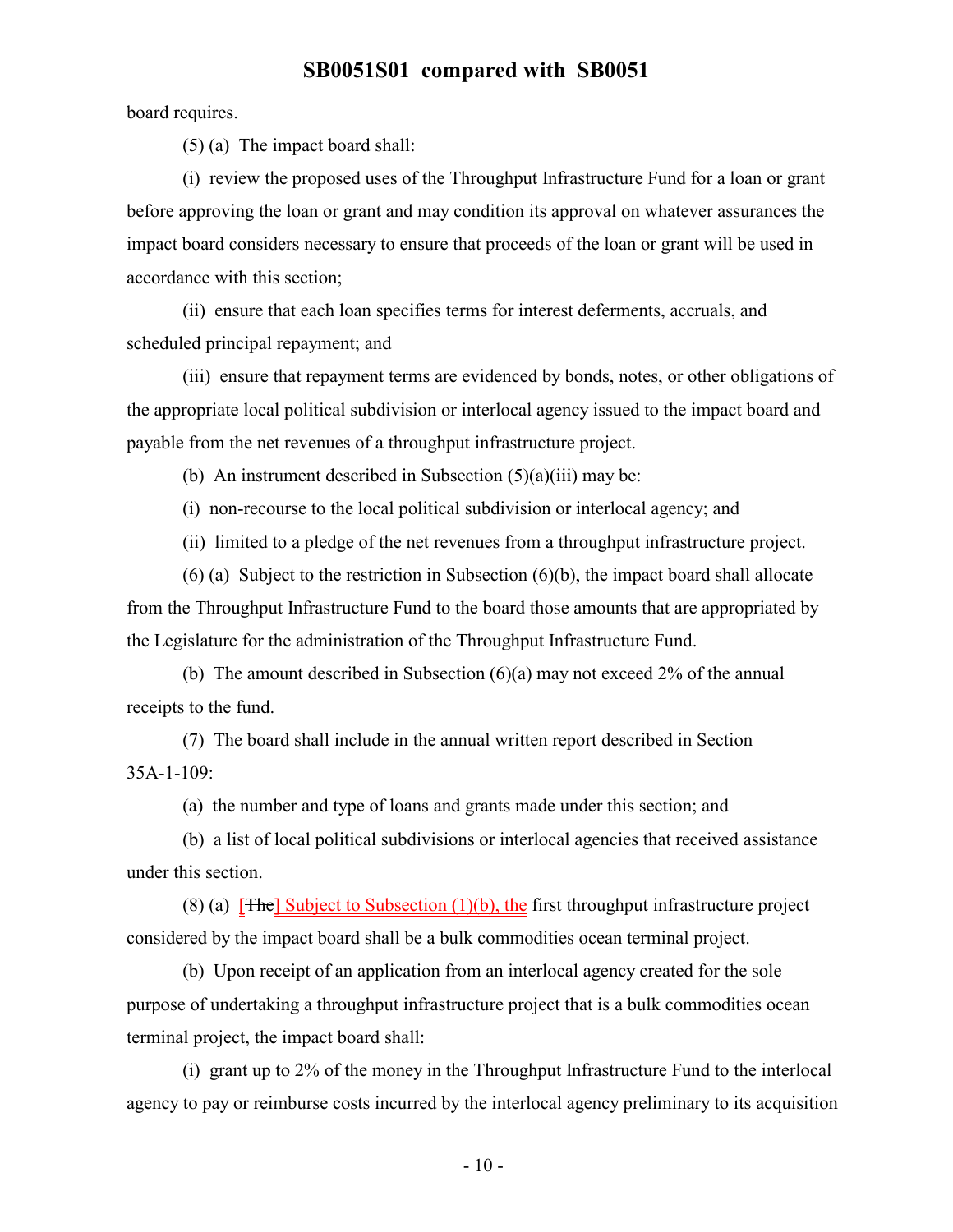board requires.

(5) (a) The impact board shall:

(i) review the proposed uses of the Throughput Infrastructure Fund for a loan or grant before approving the loan or grant and may condition its approval on whatever assurances the impact board considers necessary to ensure that proceeds of the loan or grant will be used in accordance with this section;

(ii) ensure that each loan specifies terms for interest deferments, accruals, and scheduled principal repayment; and

(iii) ensure that repayment terms are evidenced by bonds, notes, or other obligations of the appropriate local political subdivision or interlocal agency issued to the impact board and payable from the net revenues of a throughput infrastructure project.

(b) An instrument described in Subsection (5)(a)(iii) may be:

(i) non-recourse to the local political subdivision or interlocal agency; and

(ii) limited to a pledge of the net revenues from a throughput infrastructure project.

(6) (a) Subject to the restriction in Subsection (6)(b), the impact board shall allocate from the Throughput Infrastructure Fund to the board those amounts that are appropriated by the Legislature for the administration of the Throughput Infrastructure Fund.

(b) The amount described in Subsection (6)(a) may not exceed 2% of the annual receipts to the fund.

(7) The board shall include in the annual written report described in Section 35A-1-109:

(a) the number and type of loans and grants made under this section; and

(b) a list of local political subdivisions or interlocal agencies that received assistance under this section.

(8) (a) [~~The~~] Subject to Subsection (1)(b), the first throughput infrastructure project considered by the impact board shall be a bulk commodities ocean terminal project.

(b) Upon receipt of an application from an interlocal agency created for the sole purpose of undertaking a throughput infrastructure project that is a bulk commodities ocean terminal project, the impact board shall:

(i) grant up to 2% of the money in the Throughput Infrastructure Fund to the interlocal agency to pay or reimburse costs incurred by the interlocal agency preliminary to its acquisition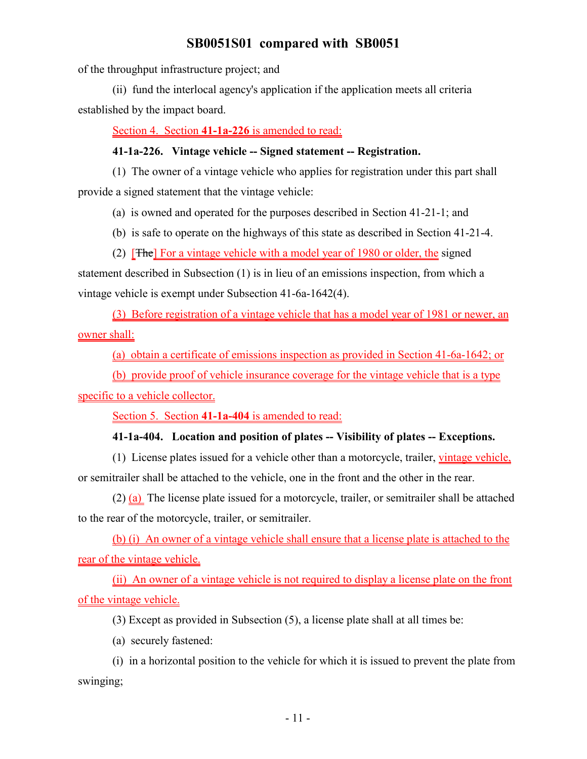of the throughput infrastructure project; and

(ii) fund the interlocal agency's application if the application meets all criteria established by the impact board.

Section 4. Section **41-1a-226** is amended to read:

**41-1a-226. Vintage vehicle -- Signed statement -- Registration.**

(1) The owner of a vintage vehicle who applies for registration under this part shall provide a signed statement that the vintage vehicle:

(a) is owned and operated for the purposes described in Section 41-21-1; and

(b) is safe to operate on the highways of this state as described in Section 41-21-4.

(2) [~~The~~] For a vintage vehicle with a model year of 1980 or older, the signed statement described in Subsection (1) is in lieu of an emissions inspection, from which a vintage vehicle is exempt under Subsection 41-6a-1642(4).

(3) Before registration of a vintage vehicle that has a model year of 1981 or newer, an owner shall:

(a) obtain a certificate of emissions inspection as provided in Section 41-6a-1642; or

(b) provide proof of vehicle insurance coverage for the vintage vehicle that is a type specific to a vehicle collector.

Section 5. Section **41-1a-404** is amended to read:

**41-1a-404. Location and position of plates -- Visibility of plates -- Exceptions.**

(1) License plates issued for a vehicle other than a motorcycle, trailer, vintage vehicle, or semitrailer shall be attached to the vehicle, one in the front and the other in the rear.

(2) (a) The license plate issued for a motorcycle, trailer, or semitrailer shall be attached to the rear of the motorcycle, trailer, or semitrailer.

(b) (i) An owner of a vintage vehicle shall ensure that a license plate is attached to the rear of the vintage vehicle.

(ii) An owner of a vintage vehicle is not required to display a license plate on the front of the vintage vehicle.

(3) Except as provided in Subsection (5), a license plate shall at all times be:

(a) securely fastened:

(i) in a horizontal position to the vehicle for which it is issued to prevent the plate from swinging;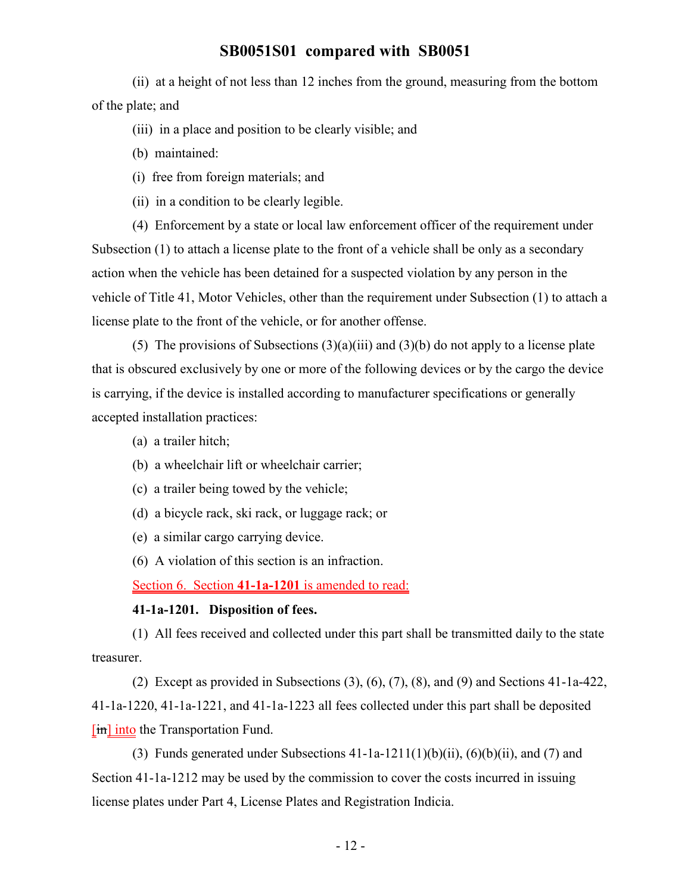(ii) at a height of not less than 12 inches from the ground, measuring from the bottom of the plate; and

(iii) in a place and position to be clearly visible; and

(b) maintained:

(i) free from foreign materials; and

(ii) in a condition to be clearly legible.

(4) Enforcement by a state or local law enforcement officer of the requirement under Subsection (1) to attach a license plate to the front of a vehicle shall be only as a secondary action when the vehicle has been detained for a suspected violation by any person in the vehicle of Title 41, Motor Vehicles, other than the requirement under Subsection (1) to attach a license plate to the front of the vehicle, or for another offense.

(5) The provisions of Subsections (3)(a)(iii) and (3)(b) do not apply to a license plate that is obscured exclusively by one or more of the following devices or by the cargo the device is carrying, if the device is installed according to manufacturer specifications or generally accepted installation practices:

(a) a trailer hitch;

(b) a wheelchair lift or wheelchair carrier;

(c) a trailer being towed by the vehicle;

(d) a bicycle rack, ski rack, or luggage rack; or

(e) a similar cargo carrying device.

(6) A violation of this section is an infraction.

Section 6. Section **41-1a-1201** is amended to read:

**41-1a-1201. Disposition of fees.**

(1) All fees received and collected under this part shall be transmitted daily to the state treasurer.

(2) Except as provided in Subsections (3), (6), (7), (8), and (9) and Sections 41-1a-422, 41-1a-1220, 41-1a-1221, and 41-1a-1223 all fees collected under this part shall be deposited [~~in~~] into the Transportation Fund.

(3) Funds generated under Subsections 41-1a-1211(1)(b)(ii), (6)(b)(ii), and (7) and Section 41-1a-1212 may be used by the commission to cover the costs incurred in issuing license plates under Part 4, License Plates and Registration Indicia.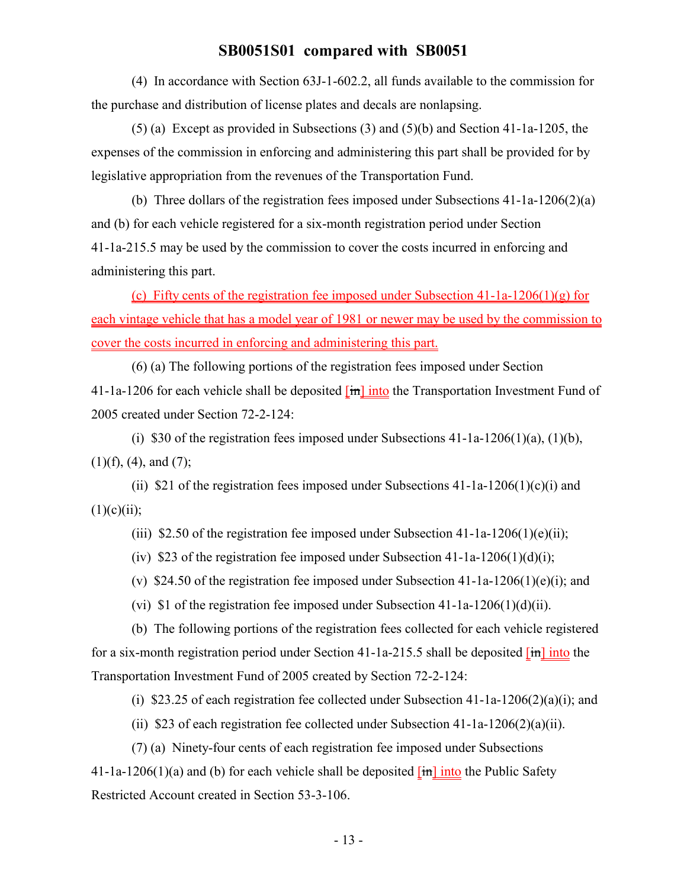(4) In accordance with Section 63J-1-602.2, all funds available to the commission for the purchase and distribution of license plates and decals are nonlapsing.

(5) (a) Except as provided in Subsections (3) and (5)(b) and Section 41-1a-1205, the expenses of the commission in enforcing and administering this part shall be provided for by legislative appropriation from the revenues of the Transportation Fund.

(b) Three dollars of the registration fees imposed under Subsections 41-1a-1206(2)(a) and (b) for each vehicle registered for a six-month registration period under Section 41-1a-215.5 may be used by the commission to cover the costs incurred in enforcing and administering this part.

(c) Fifty cents of the registration fee imposed under Subsection 41-1a-1206(1)(g) for each vintage vehicle that has a model year of 1981 or newer may be used by the commission to cover the costs incurred in enforcing and administering this part.

(6) (a) The following portions of the registration fees imposed under Section 41-1a-1206 for each vehicle shall be deposited [~~in~~] into the Transportation Investment Fund of 2005 created under Section 72-2-124:

(i) $30 of the registration fees imposed under Subsections 41-1a-1206(1)(a), (1)(b), (1)(f), (4), and (7);

(ii) $21 of the registration fees imposed under Subsections 41-1a-1206(1)(c)(i) and (1)(c)(ii);

(iii) $2.50 of the registration fee imposed under Subsection 41-1a-1206(1)(e)(ii);

(iv) $23 of the registration fee imposed under Subsection 41-1a-1206(1)(d)(i);

(v) $24.50 of the registration fee imposed under Subsection 41-1a-1206(1)(e)(i); and

(vi) $1 of the registration fee imposed under Subsection 41-1a-1206(1)(d)(ii).

(b) The following portions of the registration fees collected for each vehicle registered for a six-month registration period under Section 41-1a-215.5 shall be deposited [~~in~~] into the Transportation Investment Fund of 2005 created by Section 72-2-124:

(i) $23.25 of each registration fee collected under Subsection 41-1a-1206(2)(a)(i); and

(ii) $23 of each registration fee collected under Subsection 41-1a-1206(2)(a)(ii).

(7) (a) Ninety-four cents of each registration fee imposed under Subsections 41-1a-1206(1)(a) and (b) for each vehicle shall be deposited [~~in~~] into the Public Safety Restricted Account created in Section 53-3-106.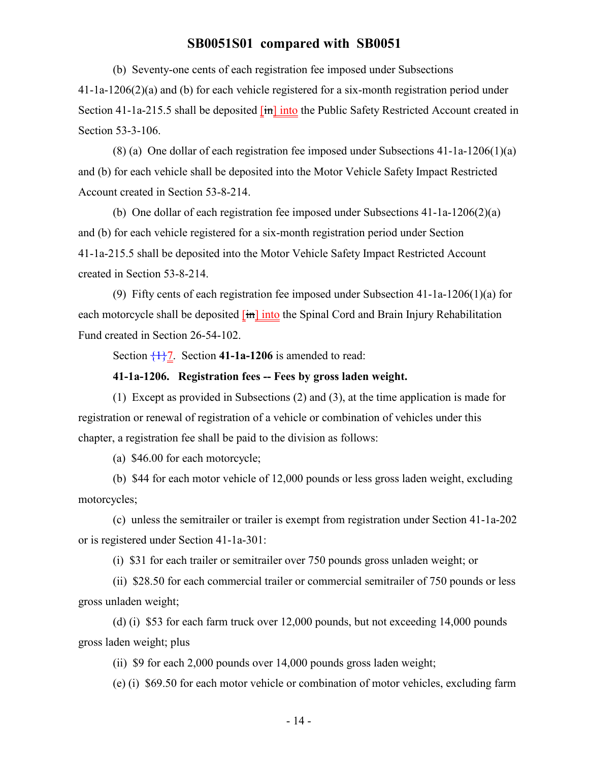(b) Seventy-one cents of each registration fee imposed under Subsections 41-1a-1206(2)(a) and (b) for each vehicle registered for a six-month registration period under Section 41-1a-215.5 shall be deposited [~~in~~] into the Public Safety Restricted Account created in Section 53-3-106.

(8) (a) One dollar of each registration fee imposed under Subsections 41-1a-1206(1)(a) and (b) for each vehicle shall be deposited into the Motor Vehicle Safety Impact Restricted Account created in Section 53-8-214.

(b) One dollar of each registration fee imposed under Subsections 41-1a-1206(2)(a) and (b) for each vehicle registered for a six-month registration period under Section 41-1a-215.5 shall be deposited into the Motor Vehicle Safety Impact Restricted Account created in Section 53-8-214.

(9) Fifty cents of each registration fee imposed under Subsection 41-1a-1206(1)(a) for each motorcycle shall be deposited [~~in~~] into the Spinal Cord and Brain Injury Rehabilitation Fund created in Section 26-54-102.

Section {~~1~~}7. Section **41-1a-1206** is amended to read:

**41-1a-1206. Registration fees -- Fees by gross laden weight.**

(1) Except as provided in Subsections (2) and (3), at the time application is made for registration or renewal of registration of a vehicle or combination of vehicles under this chapter, a registration fee shall be paid to the division as follows:

(a) $46.00 for each motorcycle;

(b) $44 for each motor vehicle of 12,000 pounds or less gross laden weight, excluding motorcycles;

(c) unless the semitrailer or trailer is exempt from registration under Section 41-1a-202 or is registered under Section 41-1a-301:

(i) $31 for each trailer or semitrailer over 750 pounds gross unladen weight; or

(ii) $28.50 for each commercial trailer or commercial semitrailer of 750 pounds or less gross unladen weight;

(d) (i) $53 for each farm truck over 12,000 pounds, but not exceeding 14,000 pounds gross laden weight; plus

(ii) $9 for each 2,000 pounds over 14,000 pounds gross laden weight;

(e) (i) $69.50 for each motor vehicle or combination of motor vehicles, excluding farm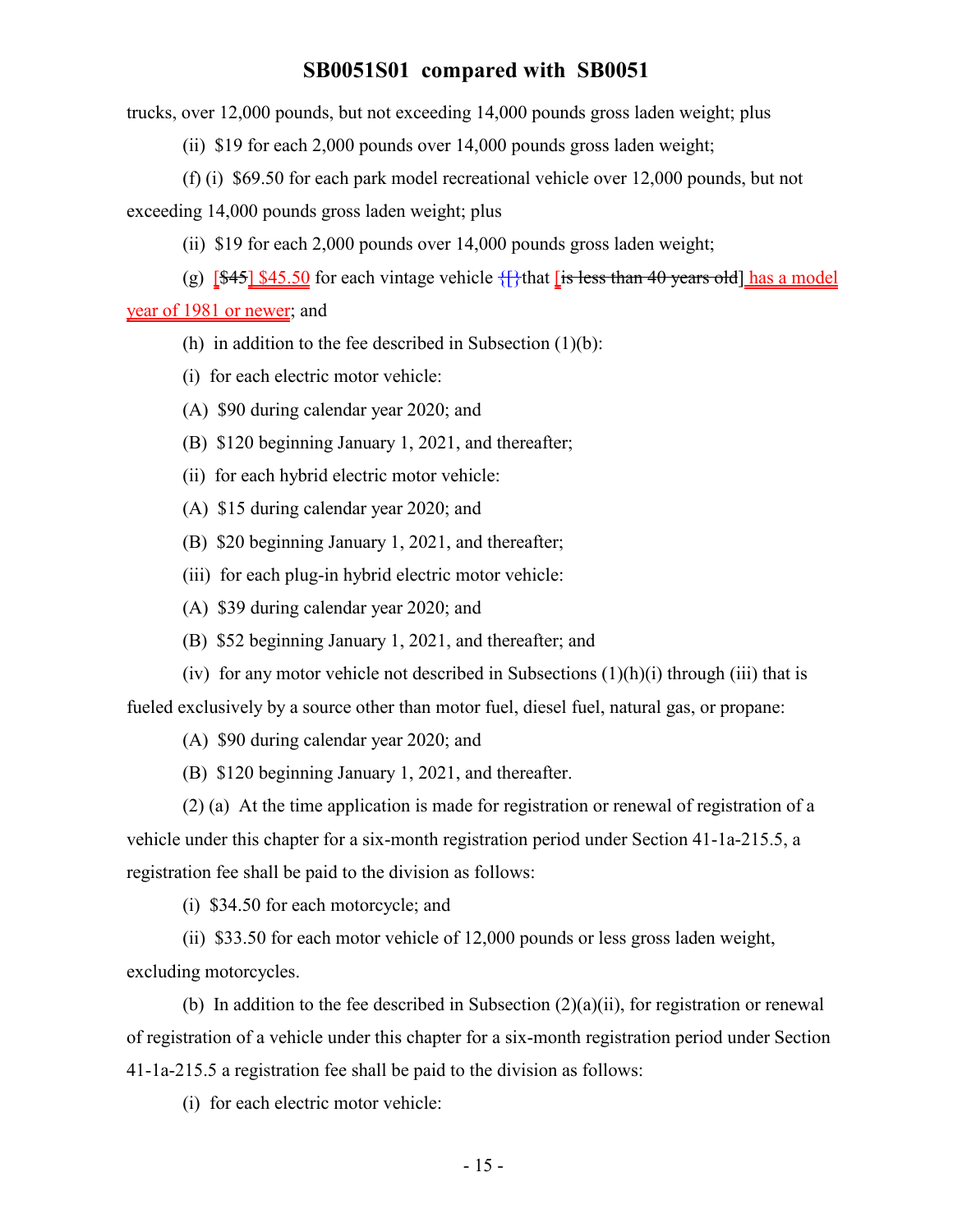trucks, over 12,000 pounds, but not exceeding 14,000 pounds gross laden weight; plus

(ii) $19 for each 2,000 pounds over 14,000 pounds gross laden weight;

(f) (i) $69.50 for each park model recreational vehicle over 12,000 pounds, but not exceeding 14,000 pounds gross laden weight; plus

(ii) $19 for each 2,000 pounds over 14,000 pounds gross laden weight;

(g) [~~$45~~] $45.50 for each vintage vehicle {[}that [~~is less than 40 years old~~] has a model year of 1981 or newer; and

(h) in addition to the fee described in Subsection (1)(b):

(i) for each electric motor vehicle:

(A) $90 during calendar year 2020; and

(B) $120 beginning January 1, 2021, and thereafter;

(ii) for each hybrid electric motor vehicle:

(A) $15 during calendar year 2020; and

(B) $20 beginning January 1, 2021, and thereafter;

(iii) for each plug-in hybrid electric motor vehicle:

(A) $39 during calendar year 2020; and

(B) $52 beginning January 1, 2021, and thereafter; and

(iv) for any motor vehicle not described in Subsections (1)(h)(i) through (iii) that is fueled exclusively by a source other than motor fuel, diesel fuel, natural gas, or propane:

(A) $90 during calendar year 2020; and

(B) $120 beginning January 1, 2021, and thereafter.

(2) (a) At the time application is made for registration or renewal of registration of a vehicle under this chapter for a six-month registration period under Section 41-1a-215.5, a registration fee shall be paid to the division as follows:

(i) $34.50 for each motorcycle; and

(ii) $33.50 for each motor vehicle of 12,000 pounds or less gross laden weight, excluding motorcycles.

(b) In addition to the fee described in Subsection (2)(a)(ii), for registration or renewal of registration of a vehicle under this chapter for a six-month registration period under Section 41-1a-215.5 a registration fee shall be paid to the division as follows:

(i) for each electric motor vehicle: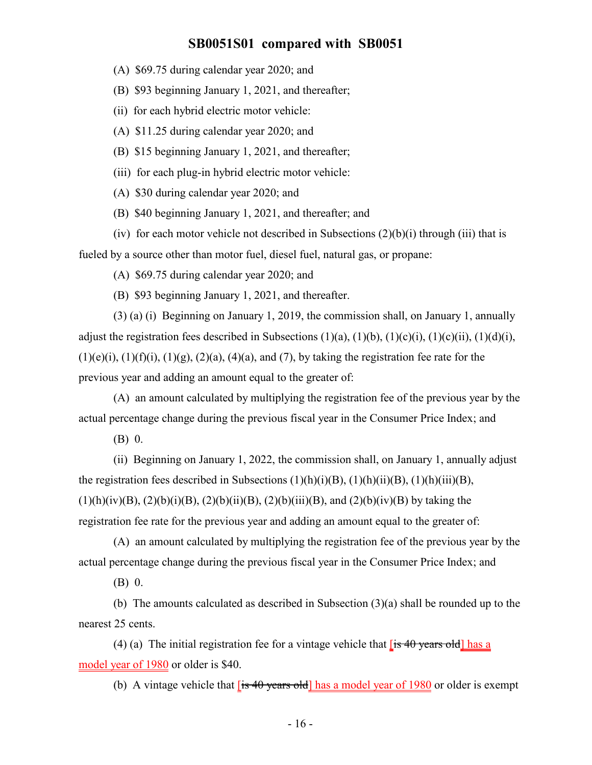(A) $69.75 during calendar year 2020; and

(B) $93 beginning January 1, 2021, and thereafter;

(ii) for each hybrid electric motor vehicle:

(A) $11.25 during calendar year 2020; and

(B) $15 beginning January 1, 2021, and thereafter;

(iii) for each plug-in hybrid electric motor vehicle:

(A) $30 during calendar year 2020; and

(B) $40 beginning January 1, 2021, and thereafter; and

(iv) for each motor vehicle not described in Subsections (2)(b)(i) through (iii) that is fueled by a source other than motor fuel, diesel fuel, natural gas, or propane:

(A) $69.75 during calendar year 2020; and

(B) $93 beginning January 1, 2021, and thereafter.

(3) (a) (i) Beginning on January 1, 2019, the commission shall, on January 1, annually adjust the registration fees described in Subsections (1)(a), (1)(b), (1)(c)(i), (1)(c)(ii), (1)(d)(i), (1)(e)(i), (1)(f)(i), (1)(g), (2)(a), (4)(a), and (7), by taking the registration fee rate for the previous year and adding an amount equal to the greater of:

(A) an amount calculated by multiplying the registration fee of the previous year by the actual percentage change during the previous fiscal year in the Consumer Price Index; and

(B) 0.

(ii) Beginning on January 1, 2022, the commission shall, on January 1, annually adjust the registration fees described in Subsections (1)(h)(i)(B), (1)(h)(ii)(B), (1)(h)(iii)(B), (1)(h)(iv)(B), (2)(b)(i)(B), (2)(b)(ii)(B), (2)(b)(iii)(B), and (2)(b)(iv)(B) by taking the registration fee rate for the previous year and adding an amount equal to the greater of:

(A) an amount calculated by multiplying the registration fee of the previous year by the actual percentage change during the previous fiscal year in the Consumer Price Index; and

(B) 0.

(b) The amounts calculated as described in Subsection (3)(a) shall be rounded up to the nearest 25 cents.

(4) (a) The initial registration fee for a vintage vehicle that [~~is 40 years old~~] has a model year of 1980 or older is $40.

(b) A vintage vehicle that [~~is 40 years old~~] has a model year of 1980 or older is exempt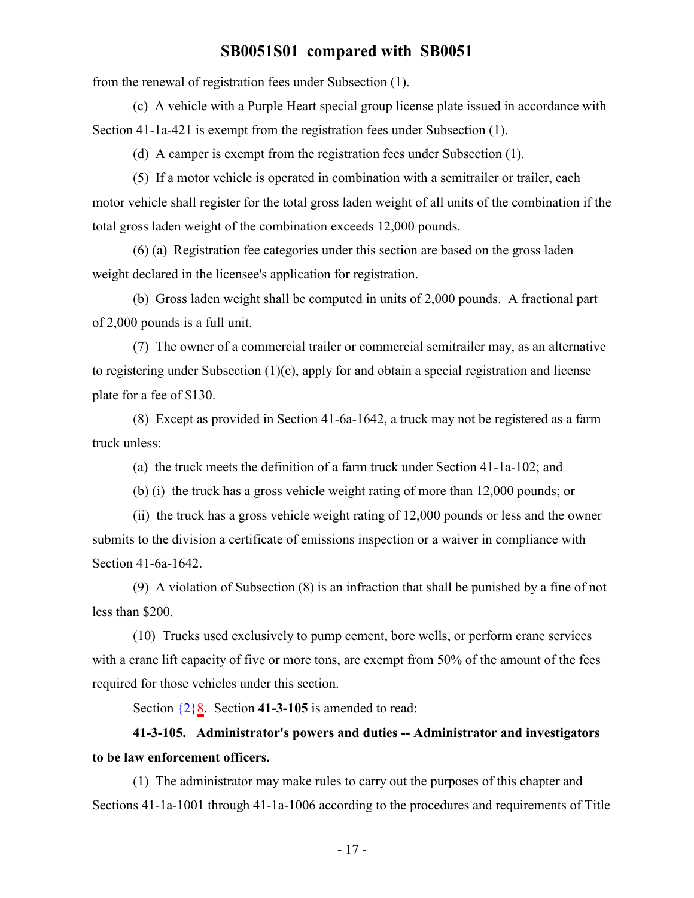from the renewal of registration fees under Subsection (1).

(c) A vehicle with a Purple Heart special group license plate issued in accordance with Section 41-1a-421 is exempt from the registration fees under Subsection (1).

(d) A camper is exempt from the registration fees under Subsection (1).

(5) If a motor vehicle is operated in combination with a semitrailer or trailer, each motor vehicle shall register for the total gross laden weight of all units of the combination if the total gross laden weight of the combination exceeds 12,000 pounds.

(6) (a) Registration fee categories under this section are based on the gross laden weight declared in the licensee's application for registration.

(b) Gross laden weight shall be computed in units of 2,000 pounds. A fractional part of 2,000 pounds is a full unit.

(7) The owner of a commercial trailer or commercial semitrailer may, as an alternative to registering under Subsection (1)(c), apply for and obtain a special registration and license plate for a fee of $130.

(8) Except as provided in Section 41-6a-1642, a truck may not be registered as a farm truck unless:

(a) the truck meets the definition of a farm truck under Section 41-1a-102; and

(b) (i) the truck has a gross vehicle weight rating of more than 12,000 pounds; or

(ii) the truck has a gross vehicle weight rating of 12,000 pounds or less and the owner submits to the division a certificate of emissions inspection or a waiver in compliance with Section 41-6a-1642.

(9) A violation of Subsection (8) is an infraction that shall be punished by a fine of not less than $200.

(10) Trucks used exclusively to pump cement, bore wells, or perform crane services with a crane lift capacity of five or more tons, are exempt from 50% of the amount of the fees required for those vehicles under this section.

Section {2}8. Section **41-3-105** is amended to read:

**41-3-105. Administrator's powers and duties -- Administrator and investigators to be law enforcement officers.**

(1) The administrator may make rules to carry out the purposes of this chapter and Sections 41-1a-1001 through 41-1a-1006 according to the procedures and requirements of Title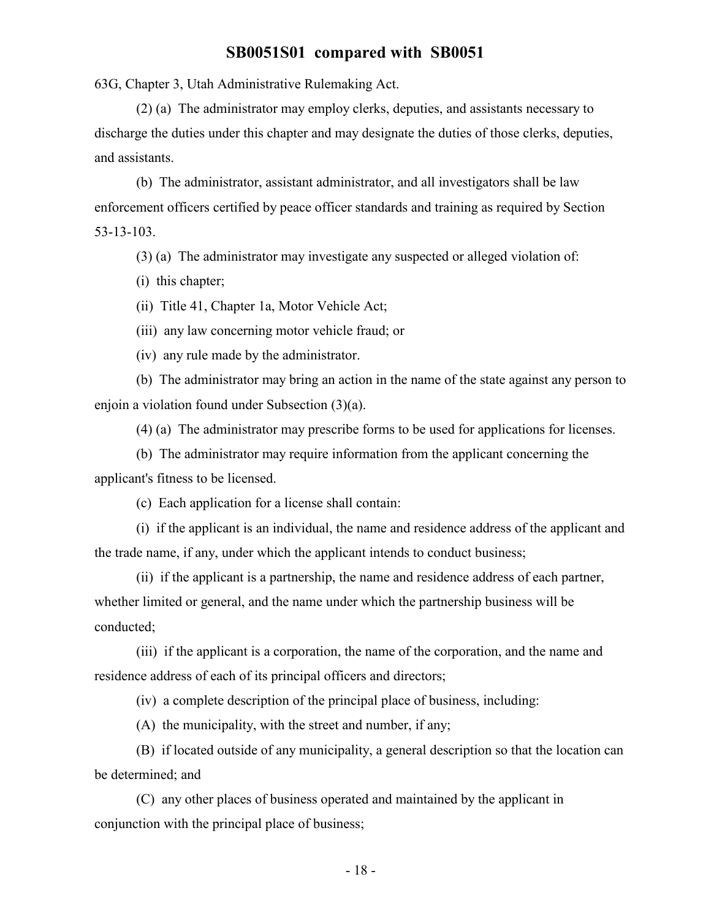63G, Chapter 3, Utah Administrative Rulemaking Act.

(2) (a) The administrator may employ clerks, deputies, and assistants necessary to discharge the duties under this chapter and may designate the duties of those clerks, deputies, and assistants.

(b) The administrator, assistant administrator, and all investigators shall be law enforcement officers certified by peace officer standards and training as required by Section 53-13-103.

(3) (a) The administrator may investigate any suspected or alleged violation of:

(i) this chapter;

(ii) Title 41, Chapter 1a, Motor Vehicle Act;

(iii) any law concerning motor vehicle fraud; or

(iv) any rule made by the administrator.

(b) The administrator may bring an action in the name of the state against any person to enjoin a violation found under Subsection (3)(a).

(4) (a) The administrator may prescribe forms to be used for applications for licenses.

(b) The administrator may require information from the applicant concerning the applicant's fitness to be licensed.

(c) Each application for a license shall contain:

(i) if the applicant is an individual, the name and residence address of the applicant and the trade name, if any, under which the applicant intends to conduct business;

(ii) if the applicant is a partnership, the name and residence address of each partner, whether limited or general, and the name under which the partnership business will be conducted;

(iii) if the applicant is a corporation, the name of the corporation, and the name and residence address of each of its principal officers and directors;

(iv) a complete description of the principal place of business, including:

(A) the municipality, with the street and number, if any;

(B) if located outside of any municipality, a general description so that the location can be determined; and

(C) any other places of business operated and maintained by the applicant in conjunction with the principal place of business;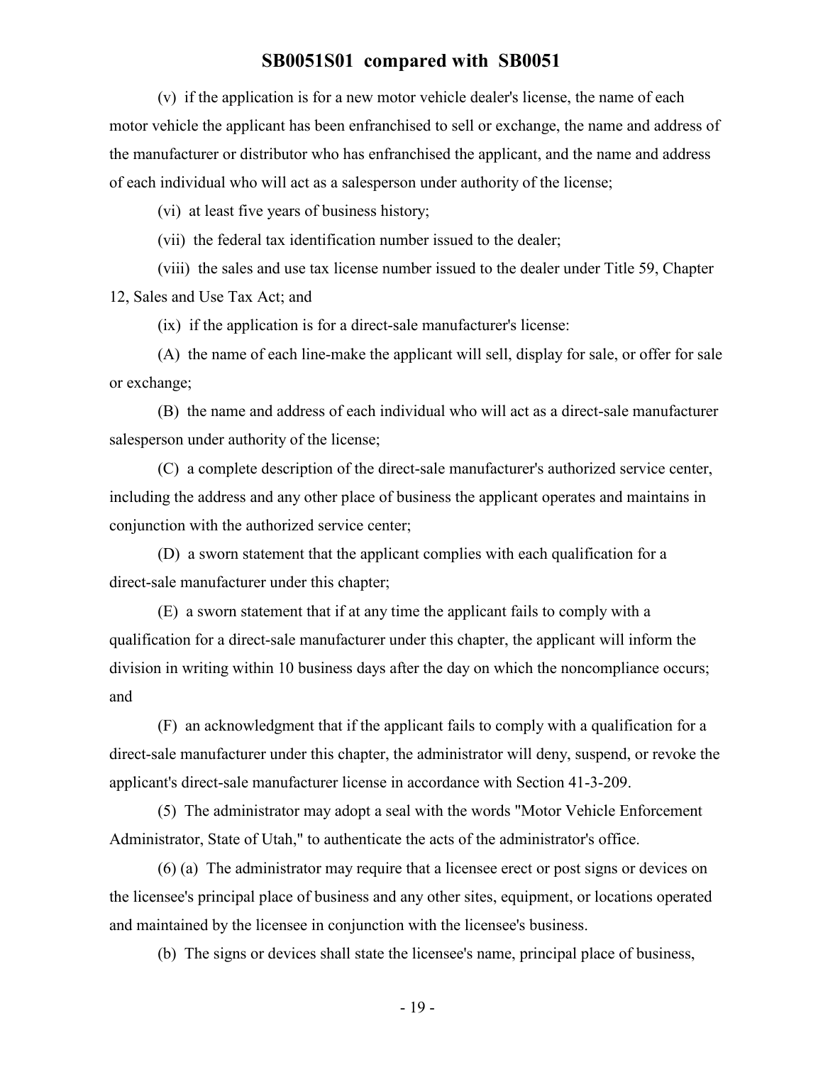(v) if the application is for a new motor vehicle dealer's license, the name of each motor vehicle the applicant has been enfranchised to sell or exchange, the name and address of the manufacturer or distributor who has enfranchised the applicant, and the name and address of each individual who will act as a salesperson under authority of the license;

(vi) at least five years of business history;

(vii) the federal tax identification number issued to the dealer;

(viii) the sales and use tax license number issued to the dealer under Title 59, Chapter 12, Sales and Use Tax Act; and

(ix) if the application is for a direct-sale manufacturer's license:

(A) the name of each line-make the applicant will sell, display for sale, or offer for sale or exchange;

(B) the name and address of each individual who will act as a direct-sale manufacturer salesperson under authority of the license;

(C) a complete description of the direct-sale manufacturer's authorized service center, including the address and any other place of business the applicant operates and maintains in conjunction with the authorized service center;

(D) a sworn statement that the applicant complies with each qualification for a direct-sale manufacturer under this chapter;

(E) a sworn statement that if at any time the applicant fails to comply with a qualification for a direct-sale manufacturer under this chapter, the applicant will inform the division in writing within 10 business days after the day on which the noncompliance occurs; and

(F) an acknowledgment that if the applicant fails to comply with a qualification for a direct-sale manufacturer under this chapter, the administrator will deny, suspend, or revoke the applicant's direct-sale manufacturer license in accordance with Section 41-3-209.

(5) The administrator may adopt a seal with the words "Motor Vehicle Enforcement Administrator, State of Utah," to authenticate the acts of the administrator's office.

(6) (a) The administrator may require that a licensee erect or post signs or devices on the licensee's principal place of business and any other sites, equipment, or locations operated and maintained by the licensee in conjunction with the licensee's business.

(b) The signs or devices shall state the licensee's name, principal place of business,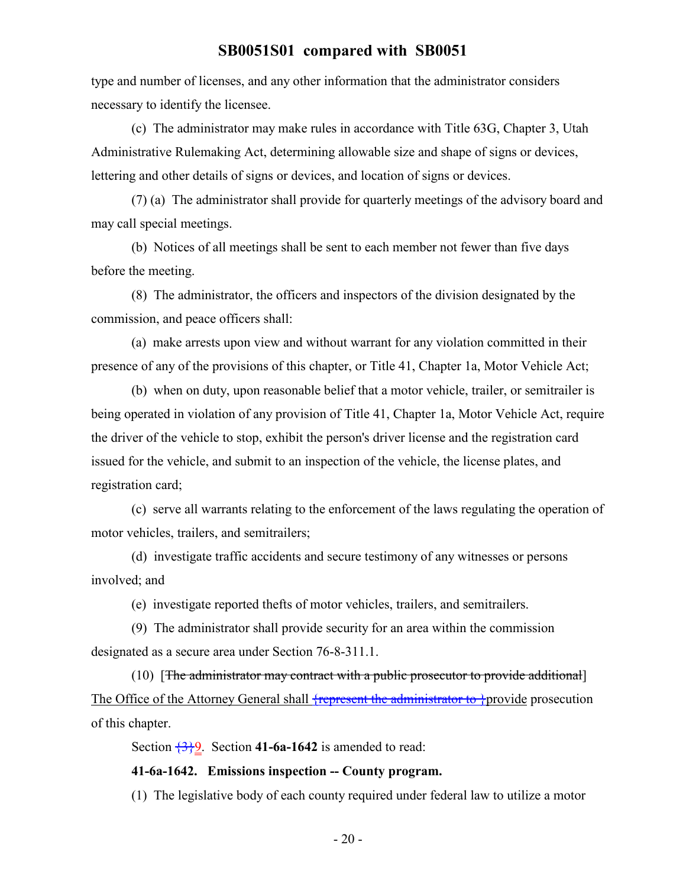type and number of licenses, and any other information that the administrator considers necessary to identify the licensee.

(c) The administrator may make rules in accordance with Title 63G, Chapter 3, Utah Administrative Rulemaking Act, determining allowable size and shape of signs or devices, lettering and other details of signs or devices, and location of signs or devices.

(7) (a) The administrator shall provide for quarterly meetings of the advisory board and may call special meetings.

(b) Notices of all meetings shall be sent to each member not fewer than five days before the meeting.

(8) The administrator, the officers and inspectors of the division designated by the commission, and peace officers shall:

(a) make arrests upon view and without warrant for any violation committed in their presence of any of the provisions of this chapter, or Title 41, Chapter 1a, Motor Vehicle Act;

(b) when on duty, upon reasonable belief that a motor vehicle, trailer, or semitrailer is being operated in violation of any provision of Title 41, Chapter 1a, Motor Vehicle Act, require the driver of the vehicle to stop, exhibit the person's driver license and the registration card issued for the vehicle, and submit to an inspection of the vehicle, the license plates, and registration card;

(c) serve all warrants relating to the enforcement of the laws regulating the operation of motor vehicles, trailers, and semitrailers;

(d) investigate traffic accidents and secure testimony of any witnesses or persons involved; and

(e) investigate reported thefts of motor vehicles, trailers, and semitrailers.

(9) The administrator shall provide security for an area within the commission designated as a secure area under Section 76-8-311.1.

(10) [~~The administrator may contract with a public prosecutor to provide additional~~] The Office of the Attorney General shall ~~{represent the administrator to }~~provide prosecution of this chapter.

Section ~~{3}~~9. Section **41-6a-1642** is amended to read:

**41-6a-1642. Emissions inspection -- County program.**

(1) The legislative body of each county required under federal law to utilize a motor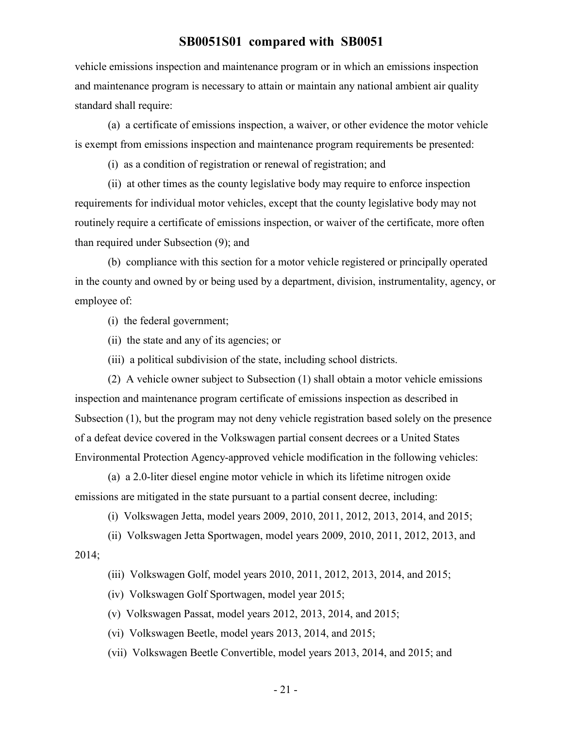vehicle emissions inspection and maintenance program or in which an emissions inspection and maintenance program is necessary to attain or maintain any national ambient air quality standard shall require:

(a) a certificate of emissions inspection, a waiver, or other evidence the motor vehicle is exempt from emissions inspection and maintenance program requirements be presented:

(i) as a condition of registration or renewal of registration; and

(ii) at other times as the county legislative body may require to enforce inspection requirements for individual motor vehicles, except that the county legislative body may not routinely require a certificate of emissions inspection, or waiver of the certificate, more often than required under Subsection (9); and

(b) compliance with this section for a motor vehicle registered or principally operated in the county and owned by or being used by a department, division, instrumentality, agency, or employee of:

(i) the federal government;

(ii) the state and any of its agencies; or

(iii) a political subdivision of the state, including school districts.

(2) A vehicle owner subject to Subsection (1) shall obtain a motor vehicle emissions inspection and maintenance program certificate of emissions inspection as described in Subsection (1), but the program may not deny vehicle registration based solely on the presence of a defeat device covered in the Volkswagen partial consent decrees or a United States Environmental Protection Agency-approved vehicle modification in the following vehicles:

(a) a 2.0-liter diesel engine motor vehicle in which its lifetime nitrogen oxide emissions are mitigated in the state pursuant to a partial consent decree, including:

(i) Volkswagen Jetta, model years 2009, 2010, 2011, 2012, 2013, 2014, and 2015;

(ii) Volkswagen Jetta Sportwagen, model years 2009, 2010, 2011, 2012, 2013, and 2014;

(iii) Volkswagen Golf, model years 2010, 2011, 2012, 2013, 2014, and 2015;

(iv) Volkswagen Golf Sportwagen, model year 2015;

(v) Volkswagen Passat, model years 2012, 2013, 2014, and 2015;

(vi) Volkswagen Beetle, model years 2013, 2014, and 2015;

(vii) Volkswagen Beetle Convertible, model years 2013, 2014, and 2015; and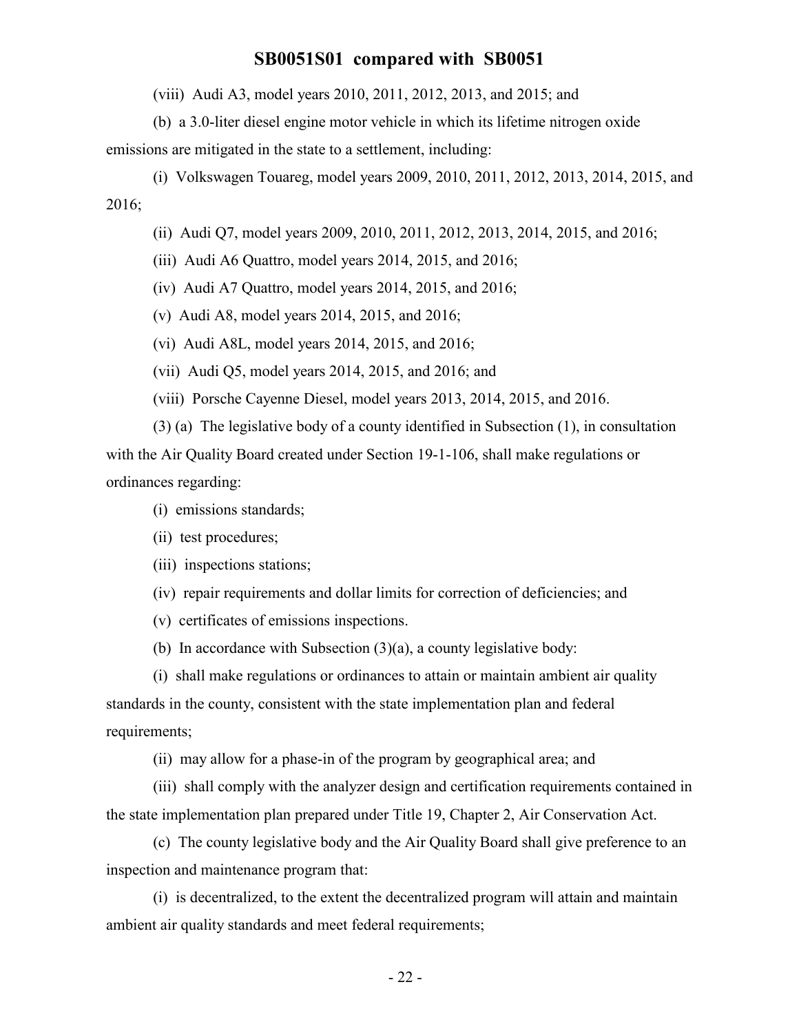(viii) Audi A3, model years 2010, 2011, 2012, 2013, and 2015; and

(b) a 3.0-liter diesel engine motor vehicle in which its lifetime nitrogen oxide emissions are mitigated in the state to a settlement, including:

(i) Volkswagen Touareg, model years 2009, 2010, 2011, 2012, 2013, 2014, 2015, and 2016;

(ii) Audi Q7, model years 2009, 2010, 2011, 2012, 2013, 2014, 2015, and 2016;

(iii) Audi A6 Quattro, model years 2014, 2015, and 2016;

(iv) Audi A7 Quattro, model years 2014, 2015, and 2016;

(v) Audi A8, model years 2014, 2015, and 2016;

(vi) Audi A8L, model years 2014, 2015, and 2016;

(vii) Audi Q5, model years 2014, 2015, and 2016; and

(viii) Porsche Cayenne Diesel, model years 2013, 2014, 2015, and 2016.

(3) (a) The legislative body of a county identified in Subsection (1), in consultation with the Air Quality Board created under Section 19-1-106, shall make regulations or ordinances regarding:

(i) emissions standards;

(ii) test procedures;

(iii) inspections stations;

(iv) repair requirements and dollar limits for correction of deficiencies; and

(v) certificates of emissions inspections.

(b) In accordance with Subsection (3)(a), a county legislative body:

(i) shall make regulations or ordinances to attain or maintain ambient air quality standards in the county, consistent with the state implementation plan and federal requirements;

(ii) may allow for a phase-in of the program by geographical area; and

(iii) shall comply with the analyzer design and certification requirements contained in the state implementation plan prepared under Title 19, Chapter 2, Air Conservation Act.

(c) The county legislative body and the Air Quality Board shall give preference to an inspection and maintenance program that:

(i) is decentralized, to the extent the decentralized program will attain and maintain ambient air quality standards and meet federal requirements;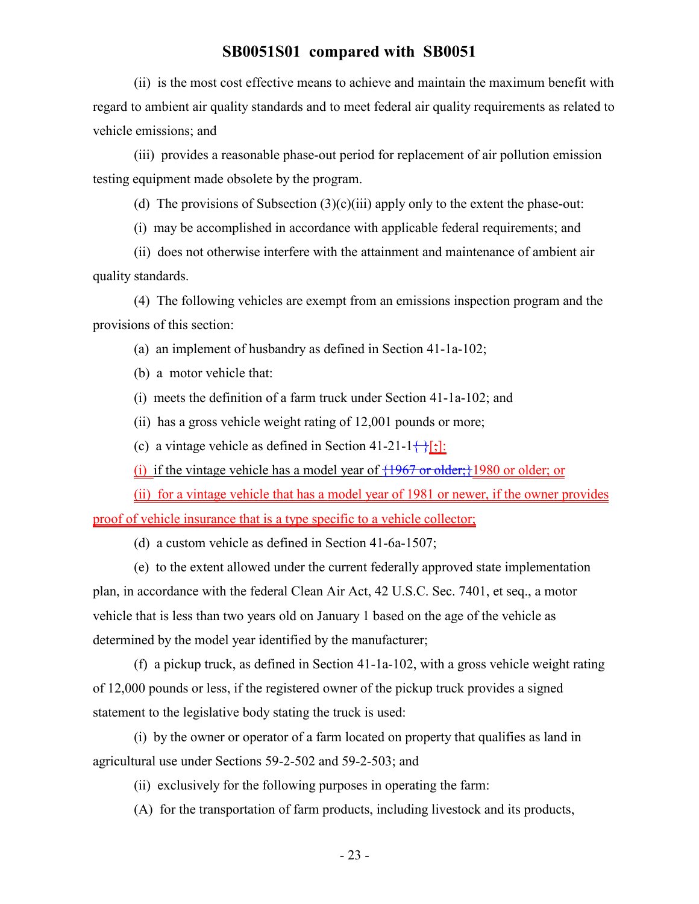(ii) is the most cost effective means to achieve and maintain the maximum benefit with regard to ambient air quality standards and to meet federal air quality requirements as related to vehicle emissions; and

(iii) provides a reasonable phase-out period for replacement of air pollution emission testing equipment made obsolete by the program.

(d) The provisions of Subsection (3)(c)(iii) apply only to the extent the phase-out:

(i) may be accomplished in accordance with applicable federal requirements; and

(ii) does not otherwise interfere with the attainment and maintenance of ambient air quality standards.

(4) The following vehicles are exempt from an emissions inspection program and the provisions of this section:

(a) an implement of husbandry as defined in Section 41-1a-102;

(b) a motor vehicle that:

(i) meets the definition of a farm truck under Section 41-1a-102; and

(ii) has a gross vehicle weight rating of 12,001 pounds or more;

(c) a vintage vehicle as defined in Section 41-21-1{ }[;]:

(i) if the vintage vehicle has a model year of {1967 or older;}1980 or older; or

(ii) for a vintage vehicle that has a model year of 1981 or newer, if the owner provides proof of vehicle insurance that is a type specific to a vehicle collector;

(d) a custom vehicle as defined in Section 41-6a-1507;

(e) to the extent allowed under the current federally approved state implementation plan, in accordance with the federal Clean Air Act, 42 U.S.C. Sec. 7401, et seq., a motor vehicle that is less than two years old on January 1 based on the age of the vehicle as determined by the model year identified by the manufacturer;

(f) a pickup truck, as defined in Section 41-1a-102, with a gross vehicle weight rating of 12,000 pounds or less, if the registered owner of the pickup truck provides a signed statement to the legislative body stating the truck is used:

(i) by the owner or operator of a farm located on property that qualifies as land in agricultural use under Sections 59-2-502 and 59-2-503; and

(ii) exclusively for the following purposes in operating the farm:

(A) for the transportation of farm products, including livestock and its products,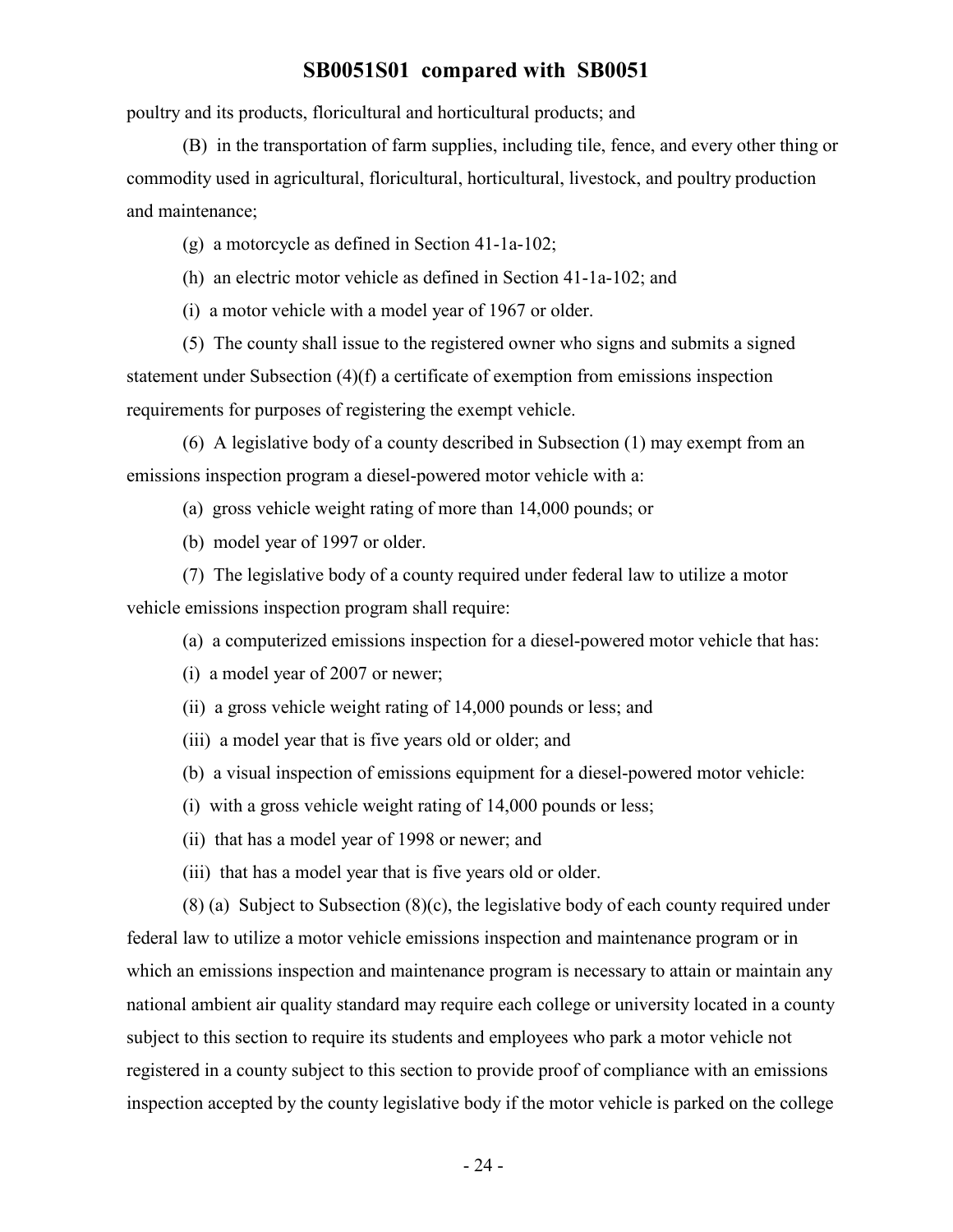poultry and its products, floricultural and horticultural products; and

(B) in the transportation of farm supplies, including tile, fence, and every other thing or commodity used in agricultural, floricultural, horticultural, livestock, and poultry production and maintenance;

(g) a motorcycle as defined in Section 41-1a-102;

(h) an electric motor vehicle as defined in Section 41-1a-102; and

(i) a motor vehicle with a model year of 1967 or older.

(5) The county shall issue to the registered owner who signs and submits a signed statement under Subsection (4)(f) a certificate of exemption from emissions inspection requirements for purposes of registering the exempt vehicle.

(6) A legislative body of a county described in Subsection (1) may exempt from an emissions inspection program a diesel-powered motor vehicle with a:

(a) gross vehicle weight rating of more than 14,000 pounds; or

(b) model year of 1997 or older.

(7) The legislative body of a county required under federal law to utilize a motor vehicle emissions inspection program shall require:

(a) a computerized emissions inspection for a diesel-powered motor vehicle that has:

(i) a model year of 2007 or newer;

(ii) a gross vehicle weight rating of 14,000 pounds or less; and

(iii) a model year that is five years old or older; and

(b) a visual inspection of emissions equipment for a diesel-powered motor vehicle:

(i) with a gross vehicle weight rating of 14,000 pounds or less;

(ii) that has a model year of 1998 or newer; and

(iii) that has a model year that is five years old or older.

(8) (a) Subject to Subsection (8)(c), the legislative body of each county required under federal law to utilize a motor vehicle emissions inspection and maintenance program or in which an emissions inspection and maintenance program is necessary to attain or maintain any national ambient air quality standard may require each college or university located in a county subject to this section to require its students and employees who park a motor vehicle not registered in a county subject to this section to provide proof of compliance with an emissions inspection accepted by the county legislative body if the motor vehicle is parked on the college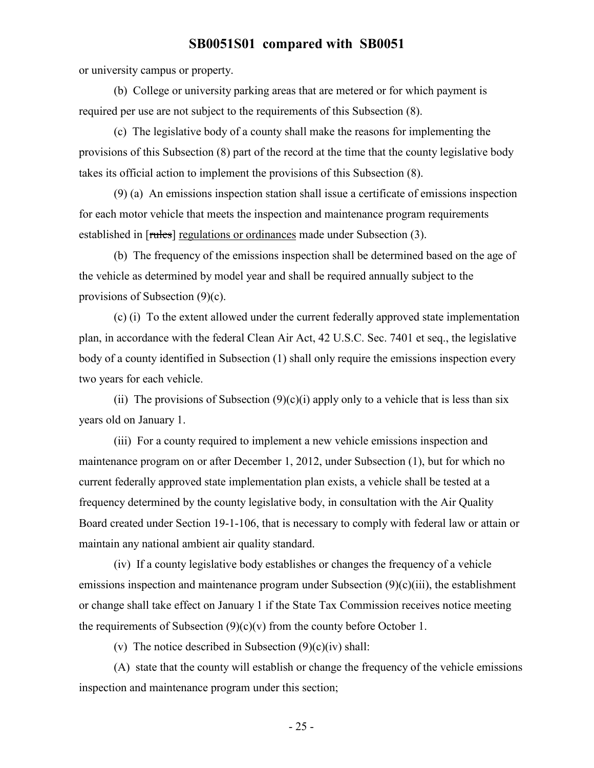or university campus or property.

(b) College or university parking areas that are metered or for which payment is required per use are not subject to the requirements of this Subsection (8).

(c) The legislative body of a county shall make the reasons for implementing the provisions of this Subsection (8) part of the record at the time that the county legislative body takes its official action to implement the provisions of this Subsection (8).

(9) (a) An emissions inspection station shall issue a certificate of emissions inspection for each motor vehicle that meets the inspection and maintenance program requirements established in [~~rules~~] regulations or ordinances made under Subsection (3).

(b) The frequency of the emissions inspection shall be determined based on the age of the vehicle as determined by model year and shall be required annually subject to the provisions of Subsection (9)(c).

(c) (i) To the extent allowed under the current federally approved state implementation plan, in accordance with the federal Clean Air Act, 42 U.S.C. Sec. 7401 et seq., the legislative body of a county identified in Subsection (1) shall only require the emissions inspection every two years for each vehicle.

(ii) The provisions of Subsection (9)(c)(i) apply only to a vehicle that is less than six years old on January 1.

(iii) For a county required to implement a new vehicle emissions inspection and maintenance program on or after December 1, 2012, under Subsection (1), but for which no current federally approved state implementation plan exists, a vehicle shall be tested at a frequency determined by the county legislative body, in consultation with the Air Quality Board created under Section 19-1-106, that is necessary to comply with federal law or attain or maintain any national ambient air quality standard.

(iv) If a county legislative body establishes or changes the frequency of a vehicle emissions inspection and maintenance program under Subsection (9)(c)(iii), the establishment or change shall take effect on January 1 if the State Tax Commission receives notice meeting the requirements of Subsection (9)(c)(v) from the county before October 1.

(v) The notice described in Subsection (9)(c)(iv) shall:

(A) state that the county will establish or change the frequency of the vehicle emissions inspection and maintenance program under this section;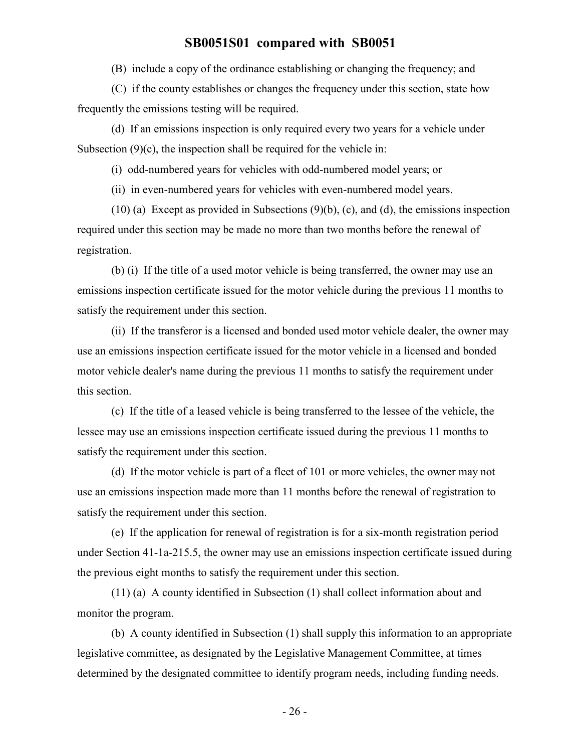(B) include a copy of the ordinance establishing or changing the frequency; and

(C) if the county establishes or changes the frequency under this section, state how frequently the emissions testing will be required.

(d) If an emissions inspection is only required every two years for a vehicle under Subsection (9)(c), the inspection shall be required for the vehicle in:

(i) odd-numbered years for vehicles with odd-numbered model years; or

(ii) in even-numbered years for vehicles with even-numbered model years.

(10) (a) Except as provided in Subsections (9)(b), (c), and (d), the emissions inspection required under this section may be made no more than two months before the renewal of registration.

(b) (i) If the title of a used motor vehicle is being transferred, the owner may use an emissions inspection certificate issued for the motor vehicle during the previous 11 months to satisfy the requirement under this section.

(ii) If the transferor is a licensed and bonded used motor vehicle dealer, the owner may use an emissions inspection certificate issued for the motor vehicle in a licensed and bonded motor vehicle dealer's name during the previous 11 months to satisfy the requirement under this section.

(c) If the title of a leased vehicle is being transferred to the lessee of the vehicle, the lessee may use an emissions inspection certificate issued during the previous 11 months to satisfy the requirement under this section.

(d) If the motor vehicle is part of a fleet of 101 or more vehicles, the owner may not use an emissions inspection made more than 11 months before the renewal of registration to satisfy the requirement under this section.

(e) If the application for renewal of registration is for a six-month registration period under Section 41-1a-215.5, the owner may use an emissions inspection certificate issued during the previous eight months to satisfy the requirement under this section.

(11) (a) A county identified in Subsection (1) shall collect information about and monitor the program.

(b) A county identified in Subsection (1) shall supply this information to an appropriate legislative committee, as designated by the Legislative Management Committee, at times determined by the designated committee to identify program needs, including funding needs.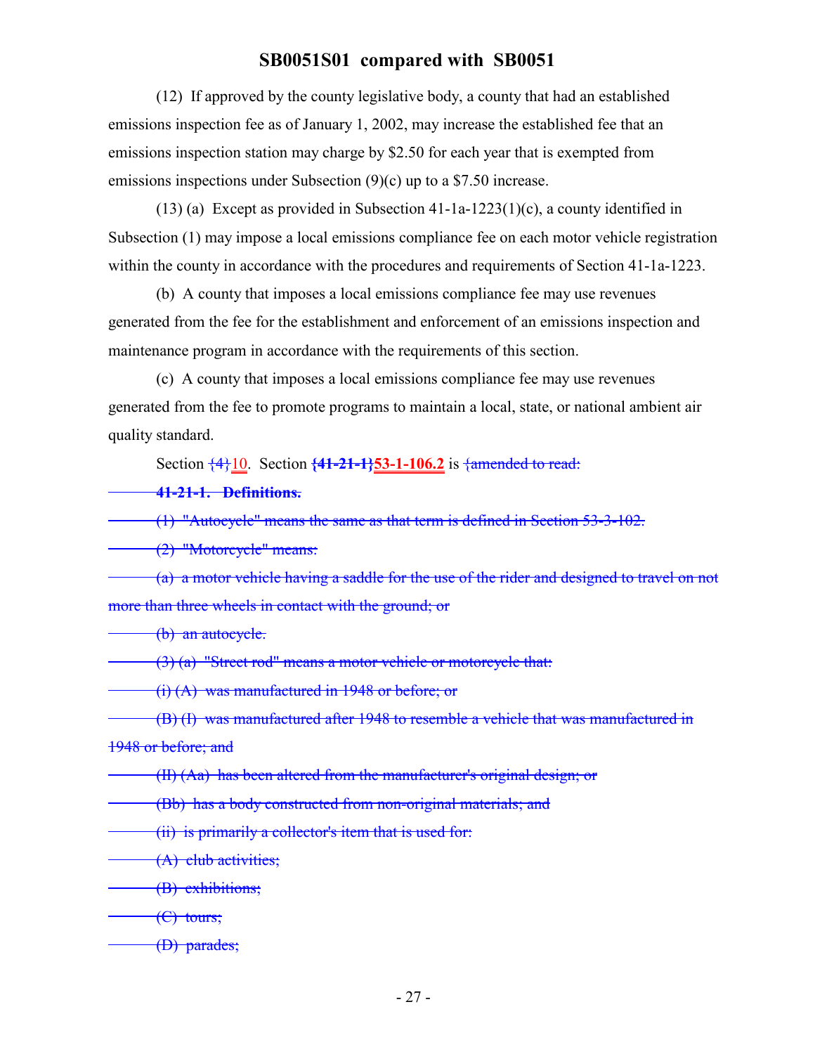(12) If approved by the county legislative body, a county that had an established emissions inspection fee as of January 1, 2002, may increase the established fee that an emissions inspection station may charge by $2.50 for each year that is exempted from emissions inspections under Subsection (9)(c) up to a $7.50 increase.

(13) (a) Except as provided in Subsection 41-1a-1223(1)(c), a county identified in Subsection (1) may impose a local emissions compliance fee on each motor vehicle registration within the county in accordance with the procedures and requirements of Section 41-1a-1223.

(b) A county that imposes a local emissions compliance fee may use revenues generated from the fee for the establishment and enforcement of an emissions inspection and maintenance program in accordance with the requirements of this section.

(c) A county that imposes a local emissions compliance fee may use revenues generated from the fee to promote programs to maintain a local, state, or national ambient air quality standard.

Section ~~{4}~~10. Section **~~{41-21-1}~~53-1-106.2** is ~~{amended to read:~~

~~**41-21-1. Definitions.**~~

~~(1) "Autocycle" means the same as that term is defined in Section 53-3-102.~~

~~(2) "Motorcycle" means:~~

~~(a) a motor vehicle having a saddle for the use of the rider and designed to travel on not more than three wheels in contact with the ground; or~~

~~(b) an autocycle.~~

~~(3) (a) "Street rod" means a motor vehicle or motorcycle that:~~

~~(i) (A) was manufactured in 1948 or before; or~~

~~(B) (I) was manufactured after 1948 to resemble a vehicle that was manufactured in 1948 or before; and~~

~~(II) (Aa) has been altered from the manufacturer's original design; or~~

~~(Bb) has a body constructed from non-original materials; and~~

~~(ii) is primarily a collector's item that is used for:~~

~~(A) club activities;~~

~~(B) exhibitions;~~

~~(C) tours;~~

~~(D) parades;~~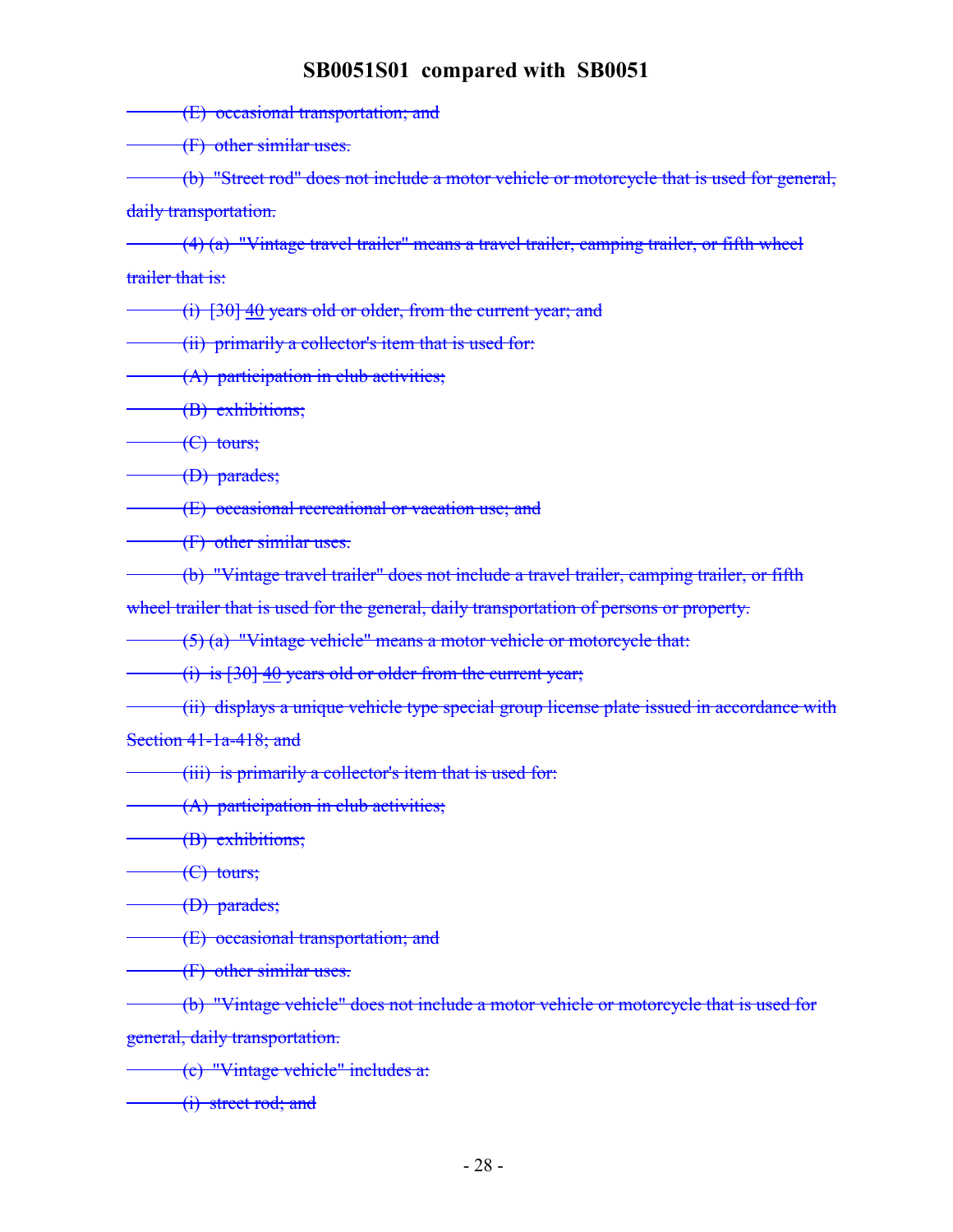(E) occasional transportation; and

(F) other similar uses.

(b) "Street rod" does not include a motor vehicle or motorcycle that is used for general, daily transportation.

(4) (a) "Vintage travel trailer" means a travel trailer, camping trailer, or fifth wheel trailer that is:

(i) [30] 40 years old or older, from the current year; and

(ii) primarily a collector's item that is used for:

(A) participation in club activities;

(B) exhibitions;

(C) tours;

(D) parades;

(E) occasional recreational or vacation use; and

(F) other similar uses.

(b) "Vintage travel trailer" does not include a travel trailer, camping trailer, or fifth wheel trailer that is used for the general, daily transportation of persons or property.

(5) (a) "Vintage vehicle" means a motor vehicle or motorcycle that:

(i) is [30] 40 years old or older from the current year;

(ii) displays a unique vehicle type special group license plate issued in accordance with Section 41-1a-418; and

(iii) is primarily a collector's item that is used for:

(A) participation in club activities;

(B) exhibitions;

(C) tours;

(D) parades;

(E) occasional transportation; and

(F) other similar uses.

(b) "Vintage vehicle" does not include a motor vehicle or motorcycle that is used for general, daily transportation.

(c) "Vintage vehicle" includes a:

(i) street rod; and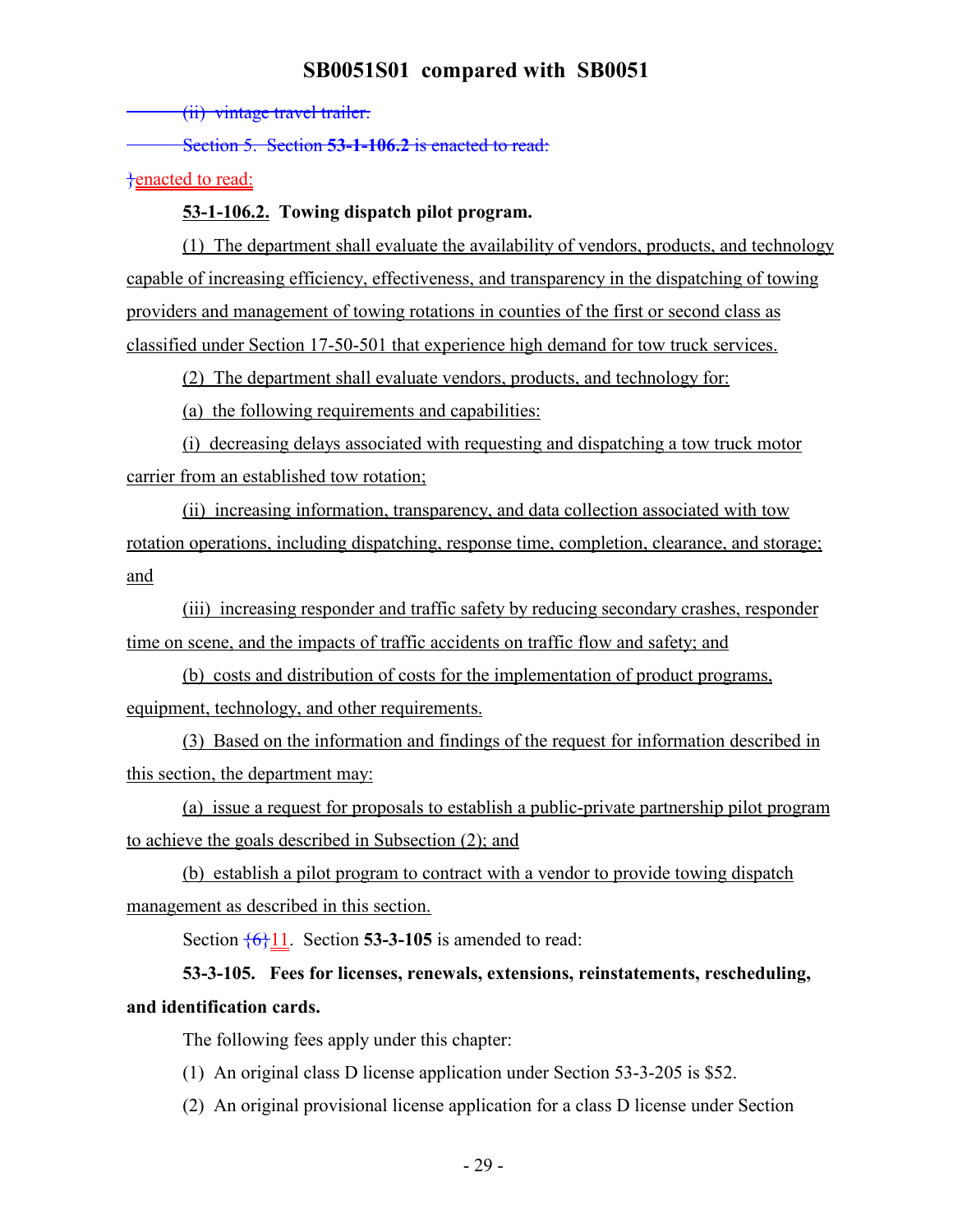~~(ii) vintage travel trailer.~~

~~Section 5. Section **53-1-106.2** is enacted to read:~~

}enacted to read:

**53-1-106.2. Towing dispatch pilot program.**

(1) The department shall evaluate the availability of vendors, products, and technology capable of increasing efficiency, effectiveness, and transparency in the dispatching of towing providers and management of towing rotations in counties of the first or second class as classified under Section 17-50-501 that experience high demand for tow truck services.

(2) The department shall evaluate vendors, products, and technology for:

(a) the following requirements and capabilities:

(i) decreasing delays associated with requesting and dispatching a tow truck motor carrier from an established tow rotation;

(ii) increasing information, transparency, and data collection associated with tow rotation operations, including dispatching, response time, completion, clearance, and storage; and

(iii) increasing responder and traffic safety by reducing secondary crashes, responder time on scene, and the impacts of traffic accidents on traffic flow and safety; and

(b) costs and distribution of costs for the implementation of product programs, equipment, technology, and other requirements.

(3) Based on the information and findings of the request for information described in this section, the department may:

(a) issue a request for proposals to establish a public-private partnership pilot program to achieve the goals described in Subsection (2); and

(b) establish a pilot program to contract with a vendor to provide towing dispatch management as described in this section.

Section {6}11. Section **53-3-105** is amended to read:

**53-3-105. Fees for licenses, renewals, extensions, reinstatements, rescheduling, and identification cards.**

The following fees apply under this chapter:

(1) An original class D license application under Section 53-3-205 is $52.

(2) An original provisional license application for a class D license under Section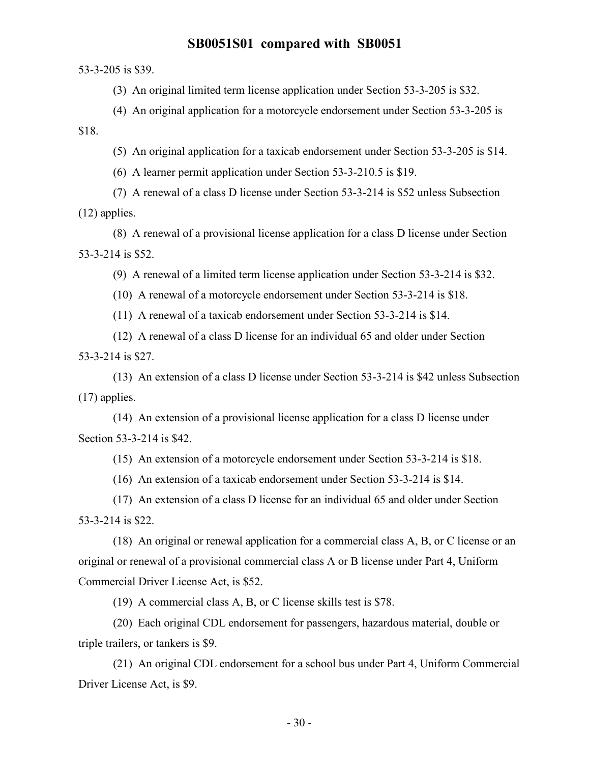53-3-205 is $39.

(3) An original limited term license application under Section 53-3-205 is $32.

(4) An original application for a motorcycle endorsement under Section 53-3-205 is $18.

(5) An original application for a taxicab endorsement under Section 53-3-205 is $14.

(6) A learner permit application under Section 53-3-210.5 is $19.

(7) A renewal of a class D license under Section 53-3-214 is $52 unless Subsection (12) applies.

(8) A renewal of a provisional license application for a class D license under Section 53-3-214 is $52.

(9) A renewal of a limited term license application under Section 53-3-214 is $32.

(10) A renewal of a motorcycle endorsement under Section 53-3-214 is $18.

(11) A renewal of a taxicab endorsement under Section 53-3-214 is $14.

(12) A renewal of a class D license for an individual 65 and older under Section 53-3-214 is $27.

(13) An extension of a class D license under Section 53-3-214 is $42 unless Subsection (17) applies.

(14) An extension of a provisional license application for a class D license under Section 53-3-214 is $42.

(15) An extension of a motorcycle endorsement under Section 53-3-214 is $18.

(16) An extension of a taxicab endorsement under Section 53-3-214 is $14.

(17) An extension of a class D license for an individual 65 and older under Section 53-3-214 is $22.

(18) An original or renewal application for a commercial class A, B, or C license or an original or renewal of a provisional commercial class A or B license under Part 4, Uniform Commercial Driver License Act, is $52.

(19) A commercial class A, B, or C license skills test is $78.

(20) Each original CDL endorsement for passengers, hazardous material, double or triple trailers, or tankers is $9.

(21) An original CDL endorsement for a school bus under Part 4, Uniform Commercial Driver License Act, is $9.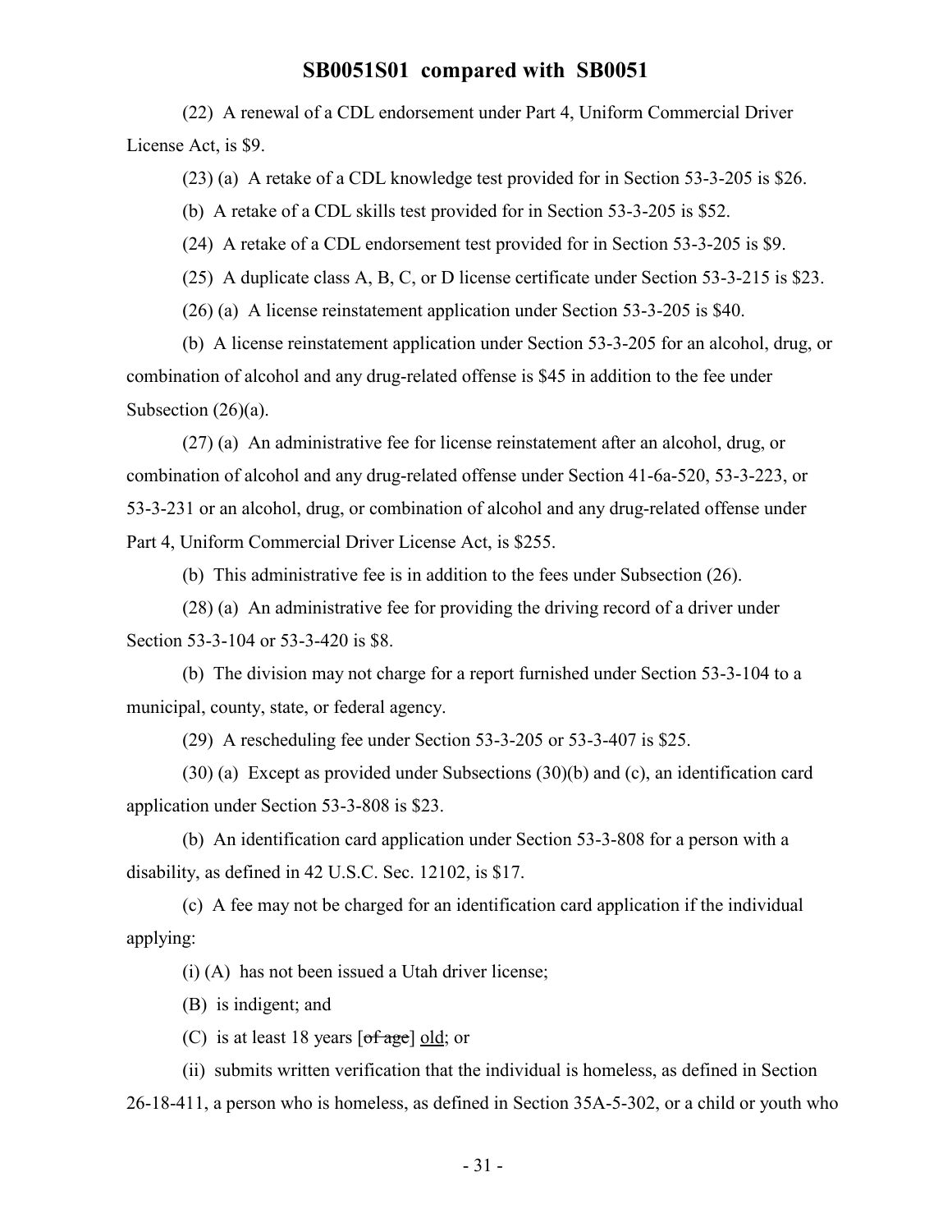(22) A renewal of a CDL endorsement under Part 4, Uniform Commercial Driver License Act, is $9.

(23) (a) A retake of a CDL knowledge test provided for in Section 53-3-205 is $26.

(b) A retake of a CDL skills test provided for in Section 53-3-205 is $52.

(24) A retake of a CDL endorsement test provided for in Section 53-3-205 is $9.

(25) A duplicate class A, B, C, or D license certificate under Section 53-3-215 is $23.

(26) (a) A license reinstatement application under Section 53-3-205 is $40.

(b) A license reinstatement application under Section 53-3-205 for an alcohol, drug, or combination of alcohol and any drug-related offense is $45 in addition to the fee under Subsection (26)(a).

(27) (a) An administrative fee for license reinstatement after an alcohol, drug, or combination of alcohol and any drug-related offense under Section 41-6a-520, 53-3-223, or 53-3-231 or an alcohol, drug, or combination of alcohol and any drug-related offense under Part 4, Uniform Commercial Driver License Act, is $255.

(b) This administrative fee is in addition to the fees under Subsection (26).

(28) (a) An administrative fee for providing the driving record of a driver under Section 53-3-104 or 53-3-420 is $8.

(b) The division may not charge for a report furnished under Section 53-3-104 to a municipal, county, state, or federal agency.

(29) A rescheduling fee under Section 53-3-205 or 53-3-407 is $25.

(30) (a) Except as provided under Subsections (30)(b) and (c), an identification card application under Section 53-3-808 is $23.

(b) An identification card application under Section 53-3-808 for a person with a disability, as defined in 42 U.S.C. Sec. 12102, is $17.

(c) A fee may not be charged for an identification card application if the individual applying:

(i) (A) has not been issued a Utah driver license;

(B) is indigent; and

(C) is at least 18 years [~~of age~~] old; or

(ii) submits written verification that the individual is homeless, as defined in Section 26-18-411, a person who is homeless, as defined in Section 35A-5-302, or a child or youth who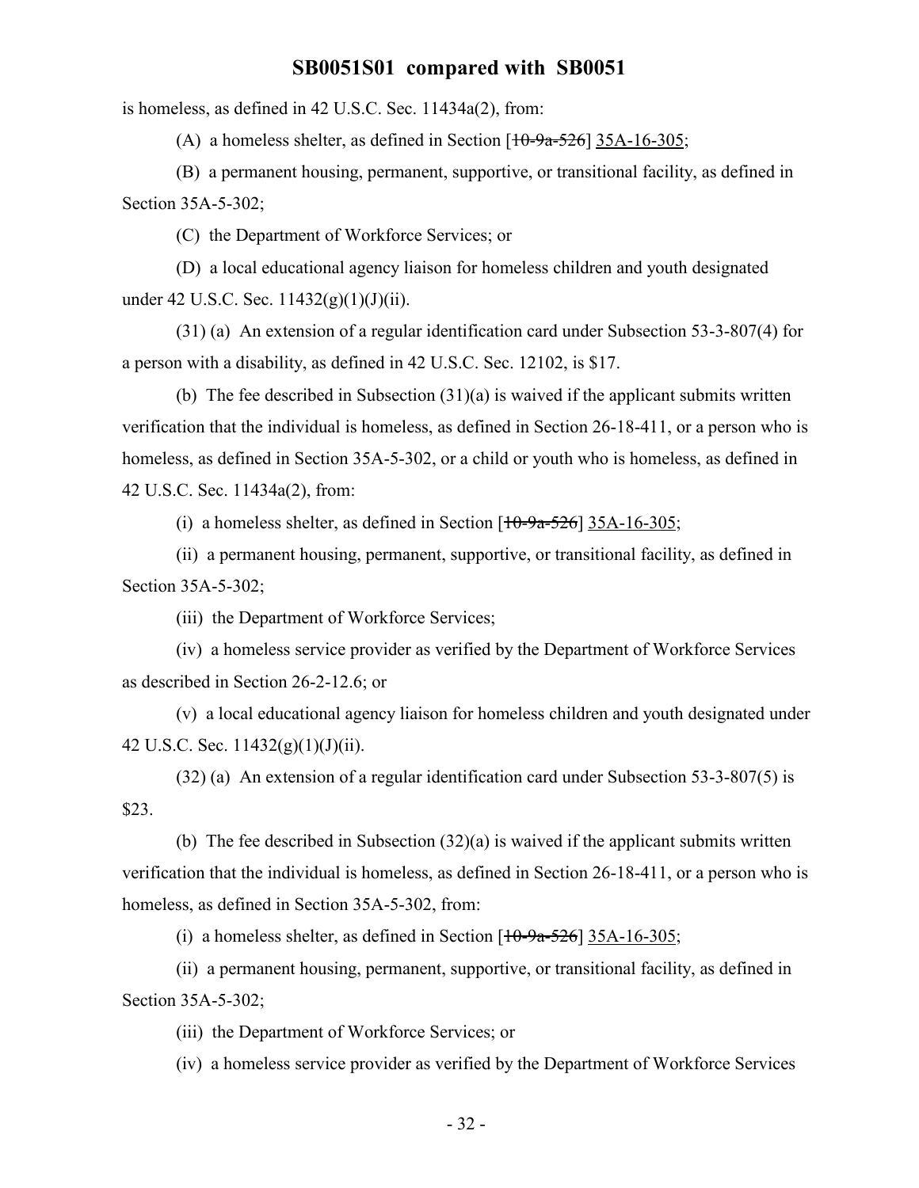is homeless, as defined in 42 U.S.C. Sec. 11434a(2), from:

(A) a homeless shelter, as defined in Section [~~10-9a-526~~] <u>35A-16-305</u>;

(B) a permanent housing, permanent, supportive, or transitional facility, as defined in Section 35A-5-302;

(C) the Department of Workforce Services; or

(D) a local educational agency liaison for homeless children and youth designated under 42 U.S.C. Sec. 11432(g)(1)(J)(ii).

(31) (a) An extension of a regular identification card under Subsection 53-3-807(4) for a person with a disability, as defined in 42 U.S.C. Sec. 12102, is $17.

(b) The fee described in Subsection (31)(a) is waived if the applicant submits written verification that the individual is homeless, as defined in Section 26-18-411, or a person who is homeless, as defined in Section 35A-5-302, or a child or youth who is homeless, as defined in 42 U.S.C. Sec. 11434a(2), from:

(i) a homeless shelter, as defined in Section [~~10-9a-526~~] <u>35A-16-305</u>;

(ii) a permanent housing, permanent, supportive, or transitional facility, as defined in Section 35A-5-302;

(iii) the Department of Workforce Services;

(iv) a homeless service provider as verified by the Department of Workforce Services as described in Section 26-2-12.6; or

(v) a local educational agency liaison for homeless children and youth designated under 42 U.S.C. Sec. 11432(g)(1)(J)(ii).

(32) (a) An extension of a regular identification card under Subsection 53-3-807(5) is $23.

(b) The fee described in Subsection (32)(a) is waived if the applicant submits written verification that the individual is homeless, as defined in Section 26-18-411, or a person who is homeless, as defined in Section 35A-5-302, from:

(i) a homeless shelter, as defined in Section [~~10-9a-526~~] <u>35A-16-305</u>;

(ii) a permanent housing, permanent, supportive, or transitional facility, as defined in Section 35A-5-302;

(iii) the Department of Workforce Services; or

(iv) a homeless service provider as verified by the Department of Workforce Services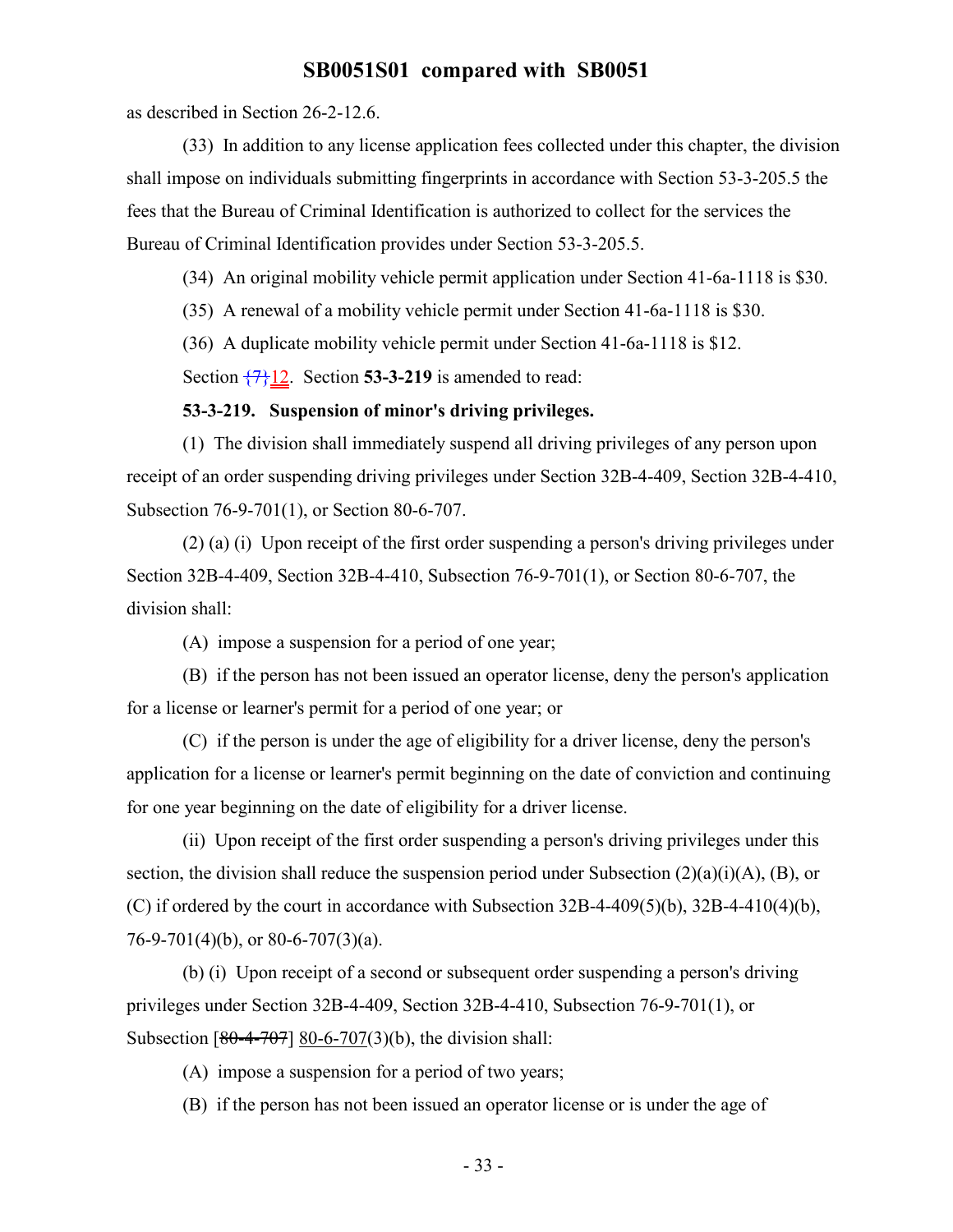as described in Section 26-2-12.6.

(33) In addition to any license application fees collected under this chapter, the division shall impose on individuals submitting fingerprints in accordance with Section 53-3-205.5 the fees that the Bureau of Criminal Identification is authorized to collect for the services the Bureau of Criminal Identification provides under Section 53-3-205.5.

(34) An original mobility vehicle permit application under Section 41-6a-1118 is $30.

(35) A renewal of a mobility vehicle permit under Section 41-6a-1118 is $30.

(36) A duplicate mobility vehicle permit under Section 41-6a-1118 is $12.

Section ~~{7}~~12. Section **53-3-219** is amended to read:

**53-3-219. Suspension of minor's driving privileges.**

(1) The division shall immediately suspend all driving privileges of any person upon receipt of an order suspending driving privileges under Section 32B-4-409, Section 32B-4-410, Subsection 76-9-701(1), or Section 80-6-707.

(2) (a) (i) Upon receipt of the first order suspending a person's driving privileges under Section 32B-4-409, Section 32B-4-410, Subsection 76-9-701(1), or Section 80-6-707, the division shall:

(A) impose a suspension for a period of one year;

(B) if the person has not been issued an operator license, deny the person's application for a license or learner's permit for a period of one year; or

(C) if the person is under the age of eligibility for a driver license, deny the person's application for a license or learner's permit beginning on the date of conviction and continuing for one year beginning on the date of eligibility for a driver license.

(ii) Upon receipt of the first order suspending a person's driving privileges under this section, the division shall reduce the suspension period under Subsection (2)(a)(i)(A), (B), or (C) if ordered by the court in accordance with Subsection 32B-4-409(5)(b), 32B-4-410(4)(b), 76-9-701(4)(b), or 80-6-707(3)(a).

(b) (i) Upon receipt of a second or subsequent order suspending a person's driving privileges under Section 32B-4-409, Section 32B-4-410, Subsection 76-9-701(1), or Subsection [~~80-4-707~~] 80-6-707(3)(b), the division shall:

(A) impose a suspension for a period of two years;

(B) if the person has not been issued an operator license or is under the age of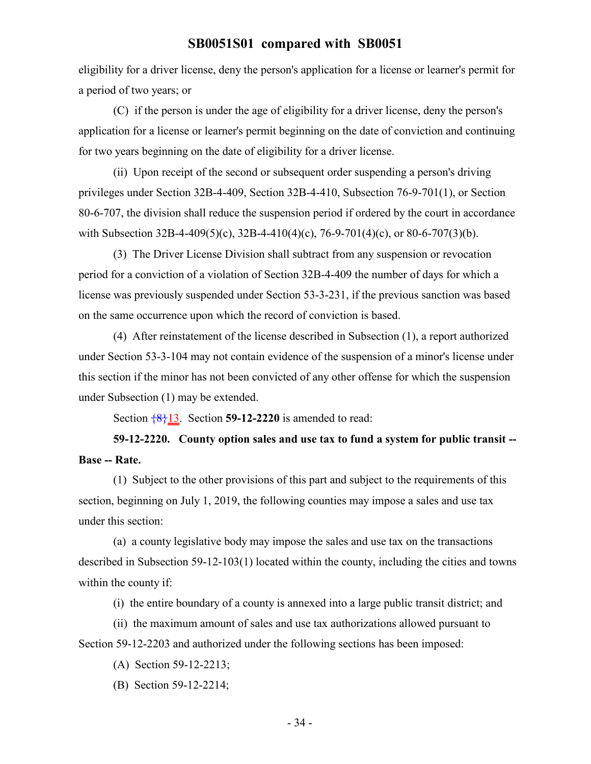eligibility for a driver license, deny the person's application for a license or learner's permit for a period of two years; or

(C) if the person is under the age of eligibility for a driver license, deny the person's application for a license or learner's permit beginning on the date of conviction and continuing for two years beginning on the date of eligibility for a driver license.

(ii) Upon receipt of the second or subsequent order suspending a person's driving privileges under Section 32B-4-409, Section 32B-4-410, Subsection 76-9-701(1), or Section 80-6-707, the division shall reduce the suspension period if ordered by the court in accordance with Subsection 32B-4-409(5)(c), 32B-4-410(4)(c), 76-9-701(4)(c), or 80-6-707(3)(b).

(3) The Driver License Division shall subtract from any suspension or revocation period for a conviction of a violation of Section 32B-4-409 the number of days for which a license was previously suspended under Section 53-3-231, if the previous sanction was based on the same occurrence upon which the record of conviction is based.

(4) After reinstatement of the license described in Subsection (1), a report authorized under Section 53-3-104 may not contain evidence of the suspension of a minor's license under this section if the minor has not been convicted of any other offense for which the suspension under Subsection (1) may be extended.

Section {8}13. Section **59-12-2220** is amended to read:

**59-12-2220. County option sales and use tax to fund a system for public transit -- Base -- Rate.**

(1) Subject to the other provisions of this part and subject to the requirements of this section, beginning on July 1, 2019, the following counties may impose a sales and use tax under this section:

(a) a county legislative body may impose the sales and use tax on the transactions described in Subsection 59-12-103(1) located within the county, including the cities and towns within the county if:

(i) the entire boundary of a county is annexed into a large public transit district; and

(ii) the maximum amount of sales and use tax authorizations allowed pursuant to Section 59-12-2203 and authorized under the following sections has been imposed:

(A) Section 59-12-2213;

(B) Section 59-12-2214;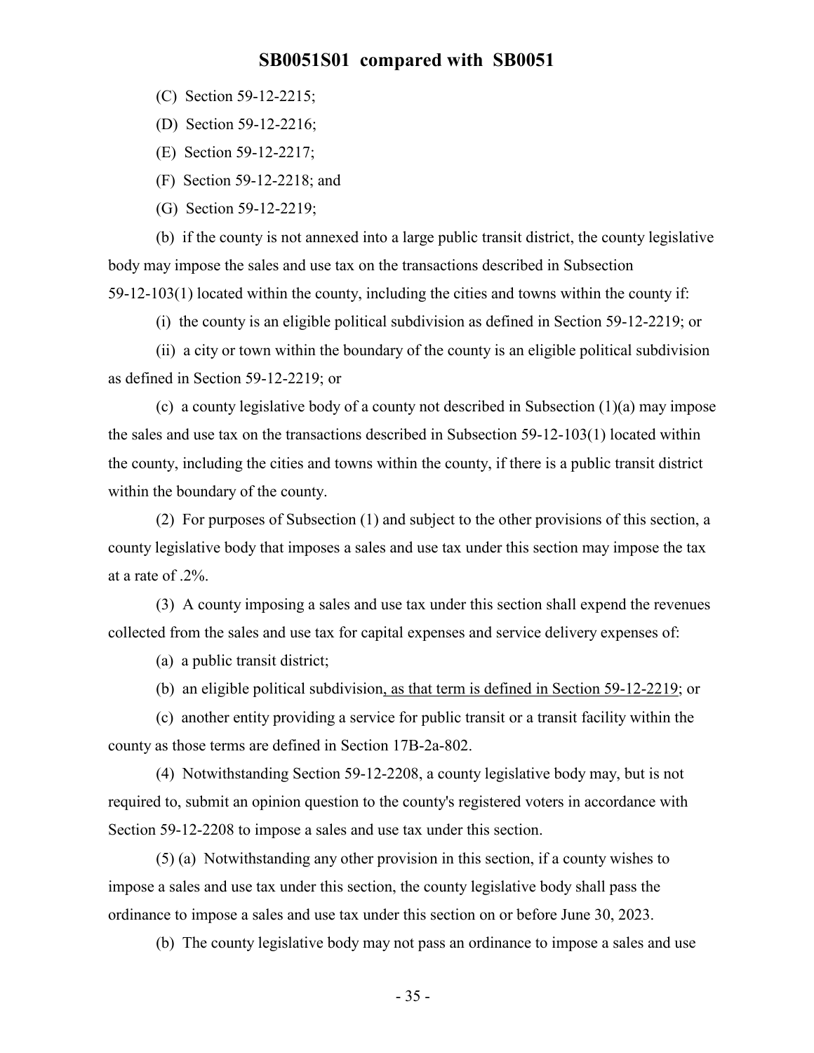(C) Section 59-12-2215;

(D) Section 59-12-2216;

(E) Section 59-12-2217;

(F) Section 59-12-2218; and

(G) Section 59-12-2219;

(b) if the county is not annexed into a large public transit district, the county legislative body may impose the sales and use tax on the transactions described in Subsection 59-12-103(1) located within the county, including the cities and towns within the county if:

(i) the county is an eligible political subdivision as defined in Section 59-12-2219; or

(ii) a city or town within the boundary of the county is an eligible political subdivision as defined in Section 59-12-2219; or

(c) a county legislative body of a county not described in Subsection (1)(a) may impose the sales and use tax on the transactions described in Subsection 59-12-103(1) located within the county, including the cities and towns within the county, if there is a public transit district within the boundary of the county.

(2) For purposes of Subsection (1) and subject to the other provisions of this section, a county legislative body that imposes a sales and use tax under this section may impose the tax at a rate of .2%.

(3) A county imposing a sales and use tax under this section shall expend the revenues collected from the sales and use tax for capital expenses and service delivery expenses of:

(a) a public transit district;

(b) an eligible political subdivision, as that term is defined in Section 59-12-2219; or

(c) another entity providing a service for public transit or a transit facility within the county as those terms are defined in Section 17B-2a-802.

(4) Notwithstanding Section 59-12-2208, a county legislative body may, but is not required to, submit an opinion question to the county's registered voters in accordance with Section 59-12-2208 to impose a sales and use tax under this section.

(5) (a) Notwithstanding any other provision in this section, if a county wishes to impose a sales and use tax under this section, the county legislative body shall pass the ordinance to impose a sales and use tax under this section on or before June 30, 2023.

(b) The county legislative body may not pass an ordinance to impose a sales and use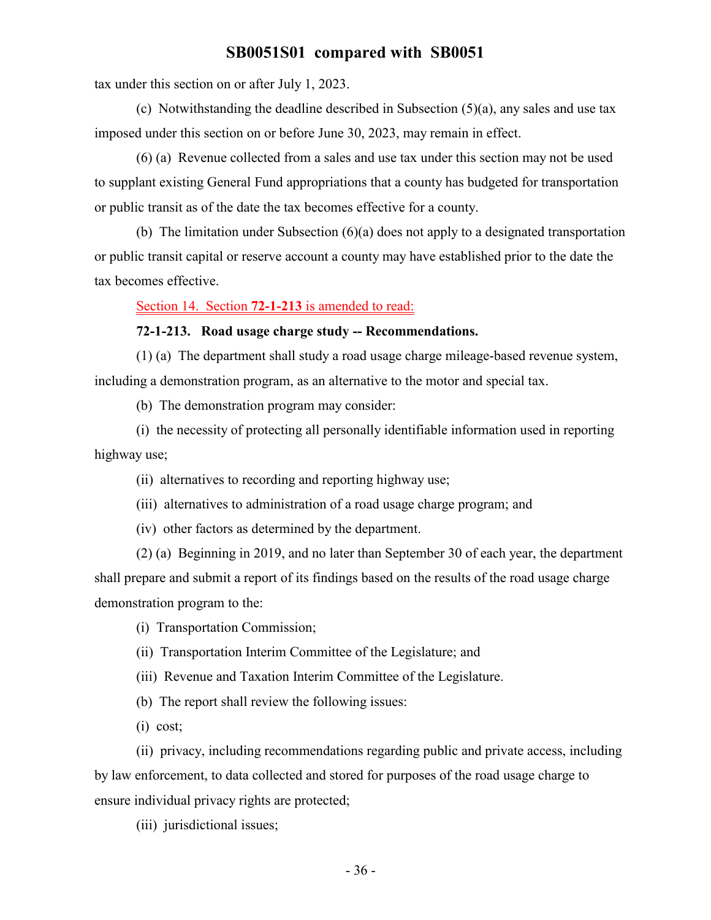tax under this section on or after July 1, 2023.

(c) Notwithstanding the deadline described in Subsection (5)(a), any sales and use tax imposed under this section on or before June 30, 2023, may remain in effect.

(6) (a) Revenue collected from a sales and use tax under this section may not be used to supplant existing General Fund appropriations that a county has budgeted for transportation or public transit as of the date the tax becomes effective for a county.

(b) The limitation under Subsection (6)(a) does not apply to a designated transportation or public transit capital or reserve account a county may have established prior to the date the tax becomes effective.

Section 14. Section **72-1-213** is amended to read:

**72-1-213. Road usage charge study -- Recommendations.**

(1) (a) The department shall study a road usage charge mileage-based revenue system, including a demonstration program, as an alternative to the motor and special tax.

(b) The demonstration program may consider:

(i) the necessity of protecting all personally identifiable information used in reporting highway use;

(ii) alternatives to recording and reporting highway use;

(iii) alternatives to administration of a road usage charge program; and

(iv) other factors as determined by the department.

(2) (a) Beginning in 2019, and no later than September 30 of each year, the department shall prepare and submit a report of its findings based on the results of the road usage charge demonstration program to the:

(i) Transportation Commission;

(ii) Transportation Interim Committee of the Legislature; and

(iii) Revenue and Taxation Interim Committee of the Legislature.

(b) The report shall review the following issues:

(i) cost;

(ii) privacy, including recommendations regarding public and private access, including by law enforcement, to data collected and stored for purposes of the road usage charge to ensure individual privacy rights are protected;

(iii) jurisdictional issues;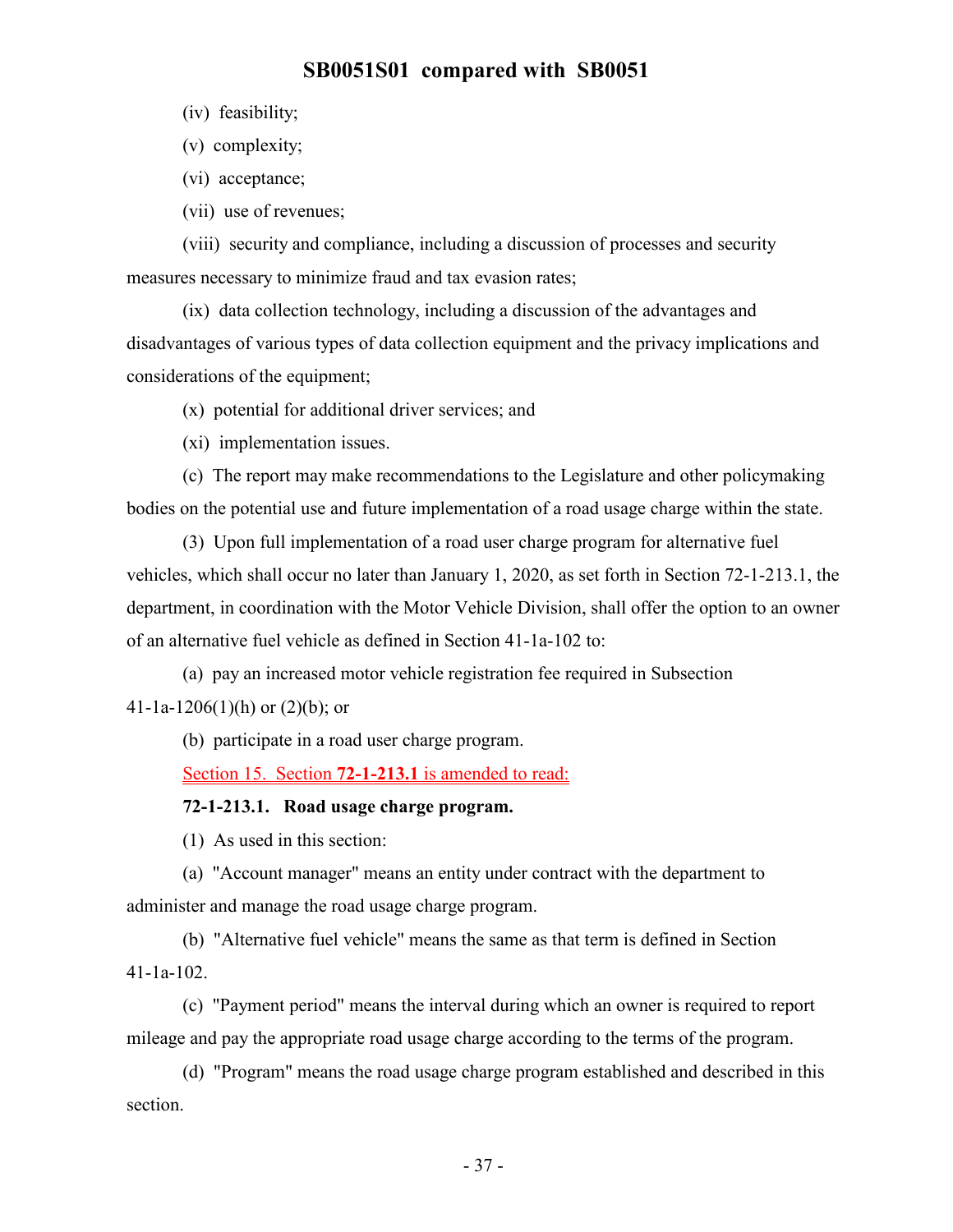(iv) feasibility;

(v) complexity;

(vi) acceptance;

(vii) use of revenues;

(viii) security and compliance, including a discussion of processes and security measures necessary to minimize fraud and tax evasion rates;

(ix) data collection technology, including a discussion of the advantages and disadvantages of various types of data collection equipment and the privacy implications and considerations of the equipment;

(x) potential for additional driver services; and

(xi) implementation issues.

(c) The report may make recommendations to the Legislature and other policymaking bodies on the potential use and future implementation of a road usage charge within the state.

(3) Upon full implementation of a road user charge program for alternative fuel vehicles, which shall occur no later than January 1, 2020, as set forth in Section 72-1-213.1, the department, in coordination with the Motor Vehicle Division, shall offer the option to an owner of an alternative fuel vehicle as defined in Section 41-1a-102 to:

(a) pay an increased motor vehicle registration fee required in Subsection 41-1a-1206(1)(h) or (2)(b); or

(b) participate in a road user charge program.

Section 15. Section **72-1-213.1** is amended to read:

**72-1-213.1. Road usage charge program.**

(1) As used in this section:

(a) "Account manager" means an entity under contract with the department to administer and manage the road usage charge program.

(b) "Alternative fuel vehicle" means the same as that term is defined in Section 41-1a-102.

(c) "Payment period" means the interval during which an owner is required to report mileage and pay the appropriate road usage charge according to the terms of the program.

(d) "Program" means the road usage charge program established and described in this section.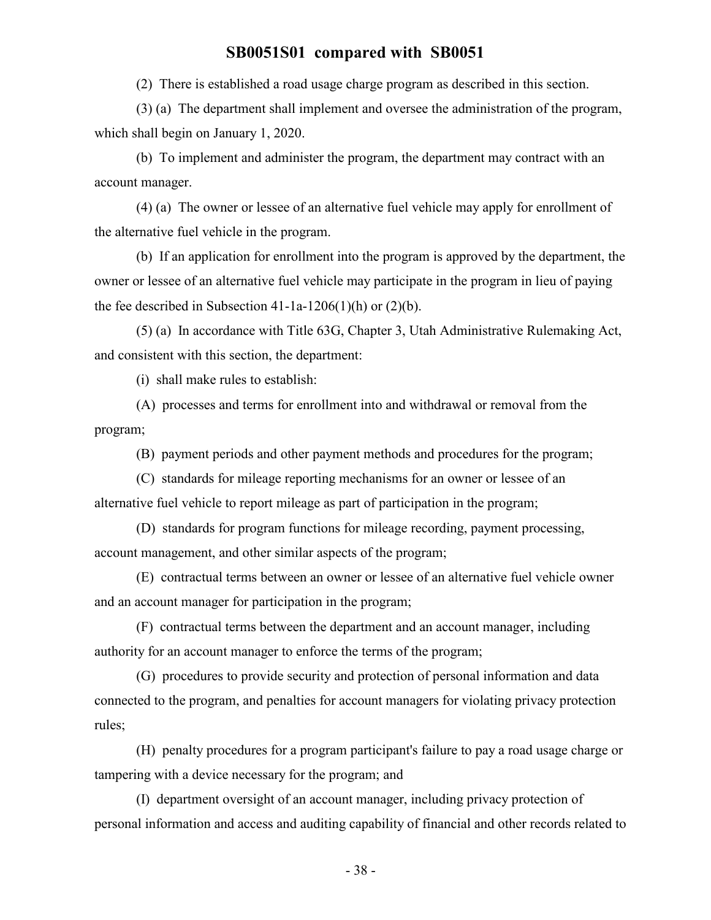(2) There is established a road usage charge program as described in this section.

(3) (a) The department shall implement and oversee the administration of the program, which shall begin on January 1, 2020.

(b) To implement and administer the program, the department may contract with an account manager.

(4) (a) The owner or lessee of an alternative fuel vehicle may apply for enrollment of the alternative fuel vehicle in the program.

(b) If an application for enrollment into the program is approved by the department, the owner or lessee of an alternative fuel vehicle may participate in the program in lieu of paying the fee described in Subsection 41-1a-1206(1)(h) or (2)(b).

(5) (a) In accordance with Title 63G, Chapter 3, Utah Administrative Rulemaking Act, and consistent with this section, the department:

(i) shall make rules to establish:

(A) processes and terms for enrollment into and withdrawal or removal from the program;

(B) payment periods and other payment methods and procedures for the program;

(C) standards for mileage reporting mechanisms for an owner or lessee of an alternative fuel vehicle to report mileage as part of participation in the program;

(D) standards for program functions for mileage recording, payment processing, account management, and other similar aspects of the program;

(E) contractual terms between an owner or lessee of an alternative fuel vehicle owner and an account manager for participation in the program;

(F) contractual terms between the department and an account manager, including authority for an account manager to enforce the terms of the program;

(G) procedures to provide security and protection of personal information and data connected to the program, and penalties for account managers for violating privacy protection rules;

(H) penalty procedures for a program participant's failure to pay a road usage charge or tampering with a device necessary for the program; and

(I) department oversight of an account manager, including privacy protection of personal information and access and auditing capability of financial and other records related to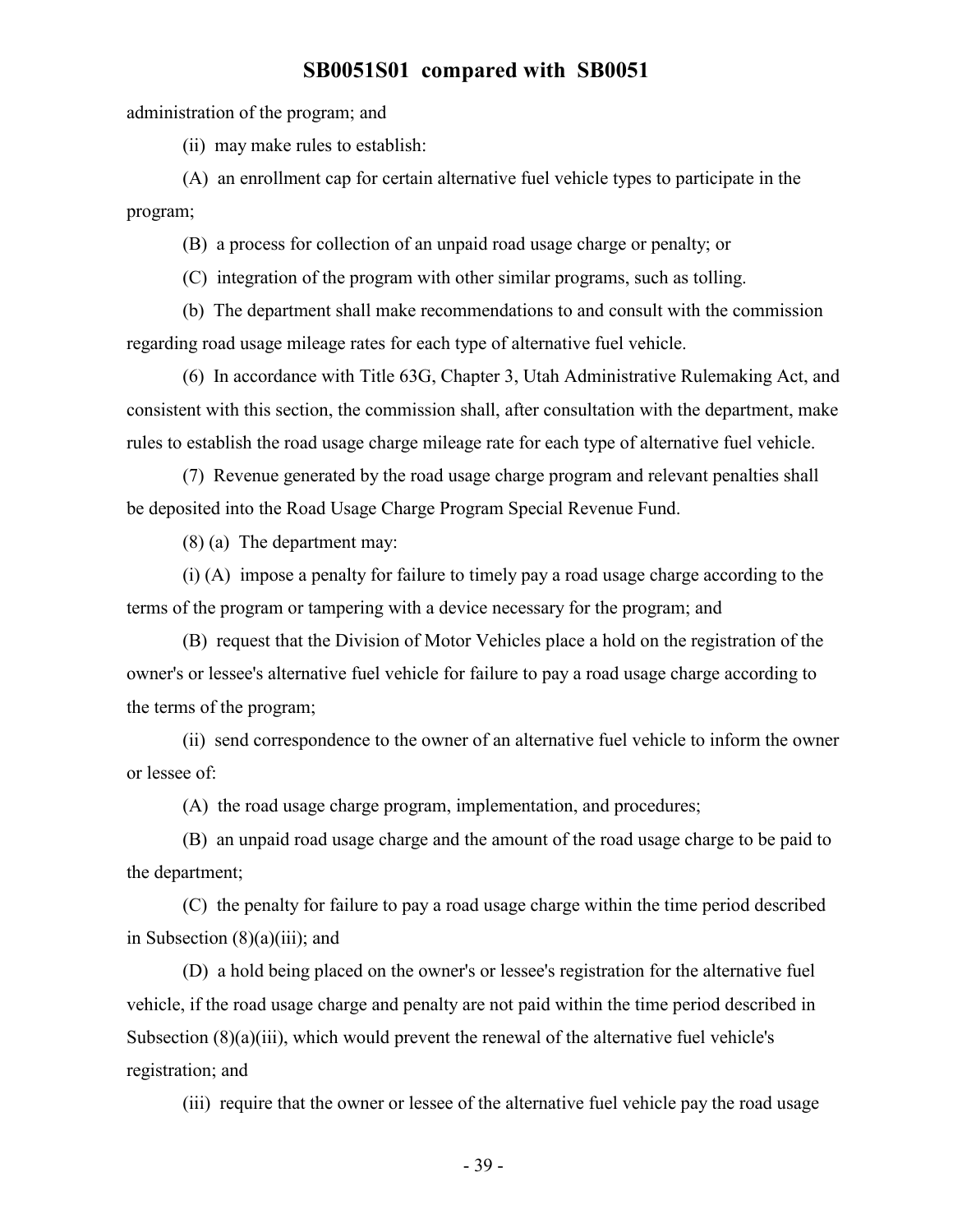administration of the program; and

(ii) may make rules to establish:

(A) an enrollment cap for certain alternative fuel vehicle types to participate in the program;

(B) a process for collection of an unpaid road usage charge or penalty; or

(C) integration of the program with other similar programs, such as tolling.

(b) The department shall make recommendations to and consult with the commission regarding road usage mileage rates for each type of alternative fuel vehicle.

(6) In accordance with Title 63G, Chapter 3, Utah Administrative Rulemaking Act, and consistent with this section, the commission shall, after consultation with the department, make rules to establish the road usage charge mileage rate for each type of alternative fuel vehicle.

(7) Revenue generated by the road usage charge program and relevant penalties shall be deposited into the Road Usage Charge Program Special Revenue Fund.

(8) (a) The department may:

(i) (A) impose a penalty for failure to timely pay a road usage charge according to the terms of the program or tampering with a device necessary for the program; and

(B) request that the Division of Motor Vehicles place a hold on the registration of the owner's or lessee's alternative fuel vehicle for failure to pay a road usage charge according to the terms of the program;

(ii) send correspondence to the owner of an alternative fuel vehicle to inform the owner or lessee of:

(A) the road usage charge program, implementation, and procedures;

(B) an unpaid road usage charge and the amount of the road usage charge to be paid to the department;

(C) the penalty for failure to pay a road usage charge within the time period described in Subsection (8)(a)(iii); and

(D) a hold being placed on the owner's or lessee's registration for the alternative fuel vehicle, if the road usage charge and penalty are not paid within the time period described in Subsection (8)(a)(iii), which would prevent the renewal of the alternative fuel vehicle's registration; and

(iii) require that the owner or lessee of the alternative fuel vehicle pay the road usage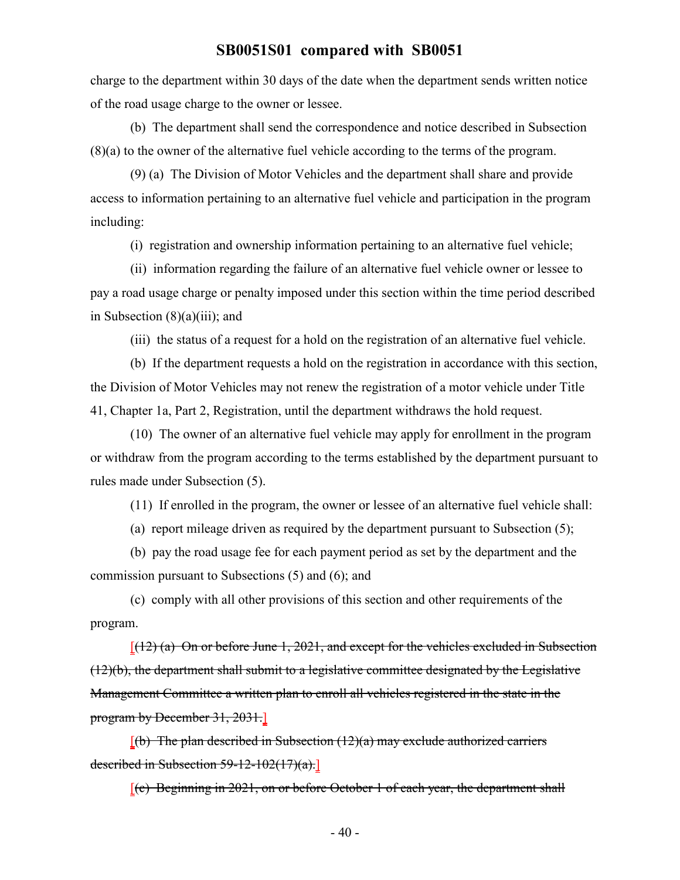charge to the department within 30 days of the date when the department sends written notice of the road usage charge to the owner or lessee.

(b) The department shall send the correspondence and notice described in Subsection (8)(a) to the owner of the alternative fuel vehicle according to the terms of the program.

(9) (a) The Division of Motor Vehicles and the department shall share and provide access to information pertaining to an alternative fuel vehicle and participation in the program including:

(i) registration and ownership information pertaining to an alternative fuel vehicle;

(ii) information regarding the failure of an alternative fuel vehicle owner or lessee to pay a road usage charge or penalty imposed under this section within the time period described in Subsection (8)(a)(iii); and

(iii) the status of a request for a hold on the registration of an alternative fuel vehicle.

(b) If the department requests a hold on the registration in accordance with this section, the Division of Motor Vehicles may not renew the registration of a motor vehicle under Title 41, Chapter 1a, Part 2, Registration, until the department withdraws the hold request.

(10) The owner of an alternative fuel vehicle may apply for enrollment in the program or withdraw from the program according to the terms established by the department pursuant to rules made under Subsection (5).

(11) If enrolled in the program, the owner or lessee of an alternative fuel vehicle shall:

(a) report mileage driven as required by the department pursuant to Subsection (5);

(b) pay the road usage fee for each payment period as set by the department and the commission pursuant to Subsections (5) and (6); and

(c) comply with all other provisions of this section and other requirements of the program.

[~~(12) (a) On or before June 1, 2021, and except for the vehicles excluded in Subsection (12)(b), the department shall submit to a legislative committee designated by the Legislative Management Committee a written plan to enroll all vehicles registered in the state in the program by December 31, 2031.~~]

[~~(b) The plan described in Subsection (12)(a) may exclude authorized carriers described in Subsection 59-12-102(17)(a).~~]

[~~(c) Beginning in 2021, on or before October 1 of each year, the department shall~~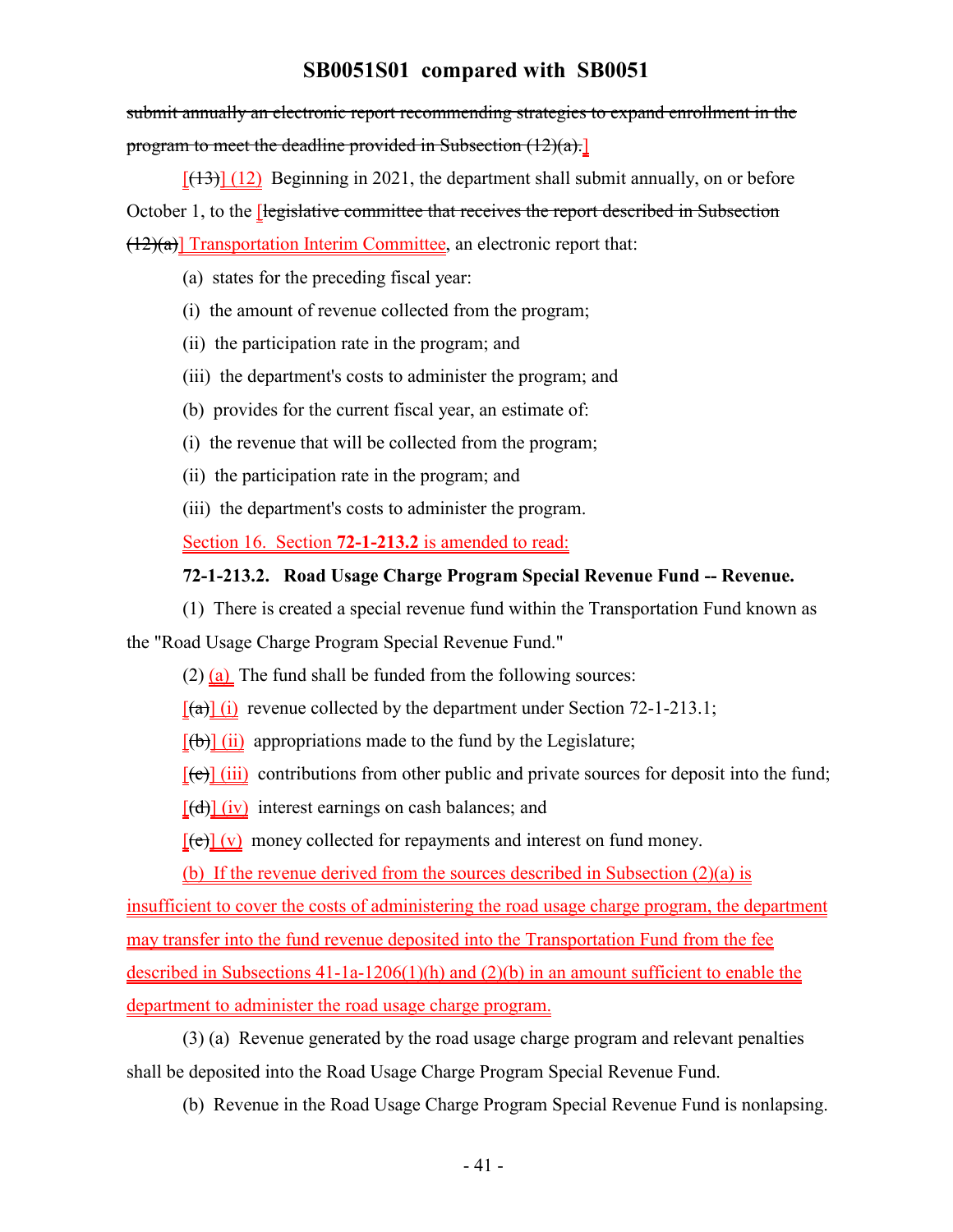submit annually an electronic report recommending strategies to expand enrollment in the program to meet the deadline provided in Subsection (12)(a).]

[(13)] (12) Beginning in 2021, the department shall submit annually, on or before October 1, to the [legislative committee that receives the report described in Subsection (12)(a)] Transportation Interim Committee, an electronic report that:

(a) states for the preceding fiscal year:

(i) the amount of revenue collected from the program;

(ii) the participation rate in the program; and

(iii) the department's costs to administer the program; and

(b) provides for the current fiscal year, an estimate of:

(i) the revenue that will be collected from the program;

(ii) the participation rate in the program; and

(iii) the department's costs to administer the program.

Section 16. Section **72-1-213.2** is amended to read:

**72-1-213.2. Road Usage Charge Program Special Revenue Fund -- Revenue.**

(1) There is created a special revenue fund within the Transportation Fund known as the "Road Usage Charge Program Special Revenue Fund."

(2) (a) The fund shall be funded from the following sources:

[(a)] (i) revenue collected by the department under Section 72-1-213.1;

[(b)] (ii) appropriations made to the fund by the Legislature;

[(c)] (iii) contributions from other public and private sources for deposit into the fund;

[(d)] (iv) interest earnings on cash balances; and

[(e)] (v) money collected for repayments and interest on fund money.

(b) If the revenue derived from the sources described in Subsection (2)(a) is insufficient to cover the costs of administering the road usage charge program, the department may transfer into the fund revenue deposited into the Transportation Fund from the fee described in Subsections 41-1a-1206(1)(h) and (2)(b) in an amount sufficient to enable the department to administer the road usage charge program.

(3) (a) Revenue generated by the road usage charge program and relevant penalties shall be deposited into the Road Usage Charge Program Special Revenue Fund.

(b) Revenue in the Road Usage Charge Program Special Revenue Fund is nonlapsing.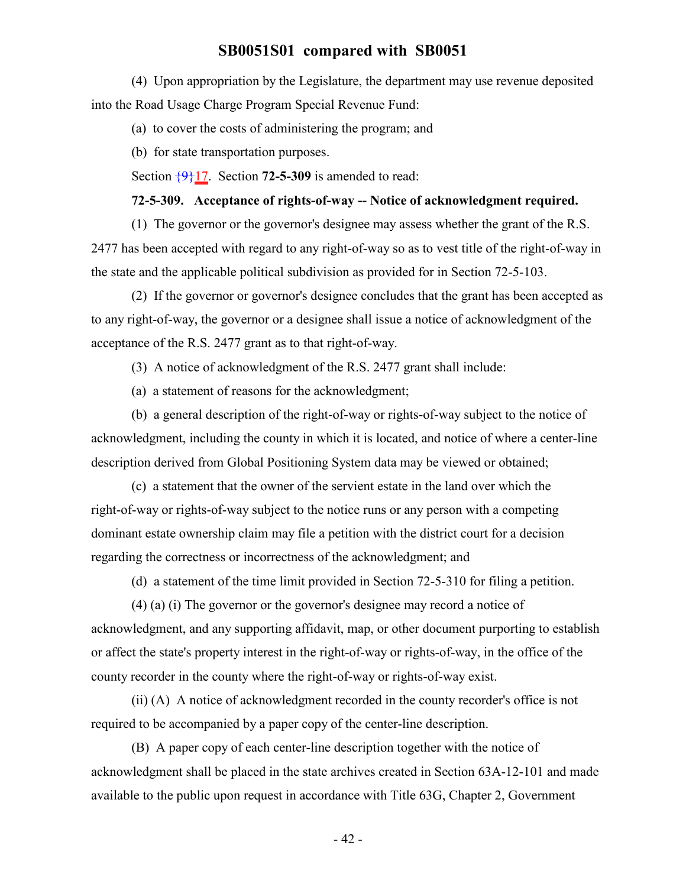(4) Upon appropriation by the Legislature, the department may use revenue deposited into the Road Usage Charge Program Special Revenue Fund:

(a) to cover the costs of administering the program; and

(b) for state transportation purposes.

Section {9}17. Section **72-5-309** is amended to read:

**72-5-309. Acceptance of rights-of-way -- Notice of acknowledgment required.**

(1) The governor or the governor's designee may assess whether the grant of the R.S. 2477 has been accepted with regard to any right-of-way so as to vest title of the right-of-way in the state and the applicable political subdivision as provided for in Section 72-5-103.

(2) If the governor or governor's designee concludes that the grant has been accepted as to any right-of-way, the governor or a designee shall issue a notice of acknowledgment of the acceptance of the R.S. 2477 grant as to that right-of-way.

(3) A notice of acknowledgment of the R.S. 2477 grant shall include:

(a) a statement of reasons for the acknowledgment;

(b) a general description of the right-of-way or rights-of-way subject to the notice of acknowledgment, including the county in which it is located, and notice of where a center-line description derived from Global Positioning System data may be viewed or obtained;

(c) a statement that the owner of the servient estate in the land over which the right-of-way or rights-of-way subject to the notice runs or any person with a competing dominant estate ownership claim may file a petition with the district court for a decision regarding the correctness or incorrectness of the acknowledgment; and

(d) a statement of the time limit provided in Section 72-5-310 for filing a petition.

(4) (a) (i) The governor or the governor's designee may record a notice of acknowledgment, and any supporting affidavit, map, or other document purporting to establish or affect the state's property interest in the right-of-way or rights-of-way, in the office of the county recorder in the county where the right-of-way or rights-of-way exist.

(ii) (A) A notice of acknowledgment recorded in the county recorder's office is not required to be accompanied by a paper copy of the center-line description.

(B) A paper copy of each center-line description together with the notice of acknowledgment shall be placed in the state archives created in Section 63A-12-101 and made available to the public upon request in accordance with Title 63G, Chapter 2, Government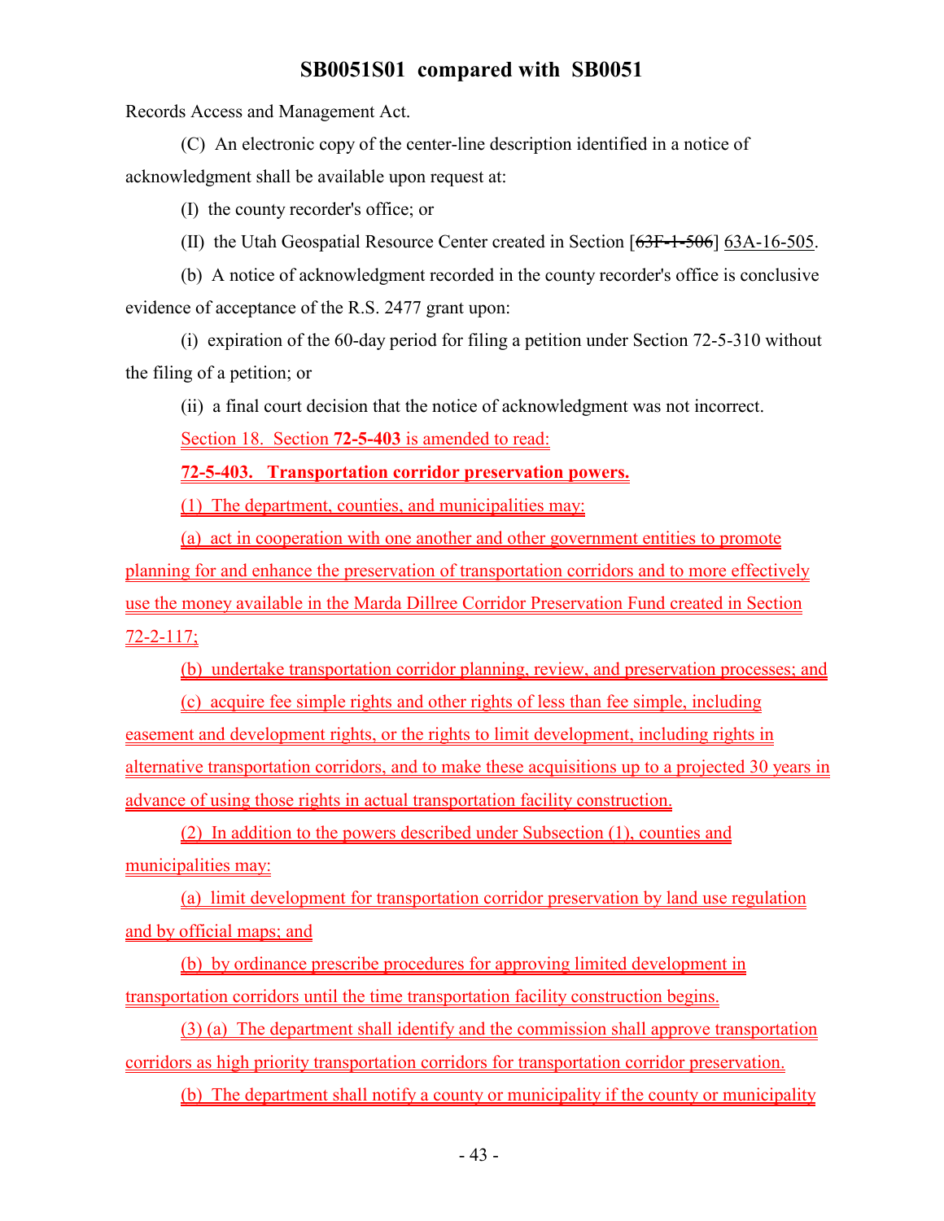Records Access and Management Act.

(C) An electronic copy of the center-line description identified in a notice of acknowledgment shall be available upon request at:

(I) the county recorder's office; or

(II) the Utah Geospatial Resource Center created in Section [~~63F-1-506~~] 63A-16-505.

(b) A notice of acknowledgment recorded in the county recorder's office is conclusive evidence of acceptance of the R.S. 2477 grant upon:

(i) expiration of the 60-day period for filing a petition under Section 72-5-310 without the filing of a petition; or

(ii) a final court decision that the notice of acknowledgment was not incorrect.

Section 18. Section **72-5-403** is amended to read:

**72-5-403. Transportation corridor preservation powers.**

(1) The department, counties, and municipalities may:

(a) act in cooperation with one another and other government entities to promote planning for and enhance the preservation of transportation corridors and to more effectively use the money available in the Marda Dillree Corridor Preservation Fund created in Section 72-2-117;

(b) undertake transportation corridor planning, review, and preservation processes; and

(c) acquire fee simple rights and other rights of less than fee simple, including easement and development rights, or the rights to limit development, including rights in alternative transportation corridors, and to make these acquisitions up to a projected 30 years in advance of using those rights in actual transportation facility construction.

(2) In addition to the powers described under Subsection (1), counties and municipalities may:

(a) limit development for transportation corridor preservation by land use regulation and by official maps; and

(b) by ordinance prescribe procedures for approving limited development in transportation corridors until the time transportation facility construction begins.

(3) (a) The department shall identify and the commission shall approve transportation corridors as high priority transportation corridors for transportation corridor preservation.

(b) The department shall notify a county or municipality if the county or municipality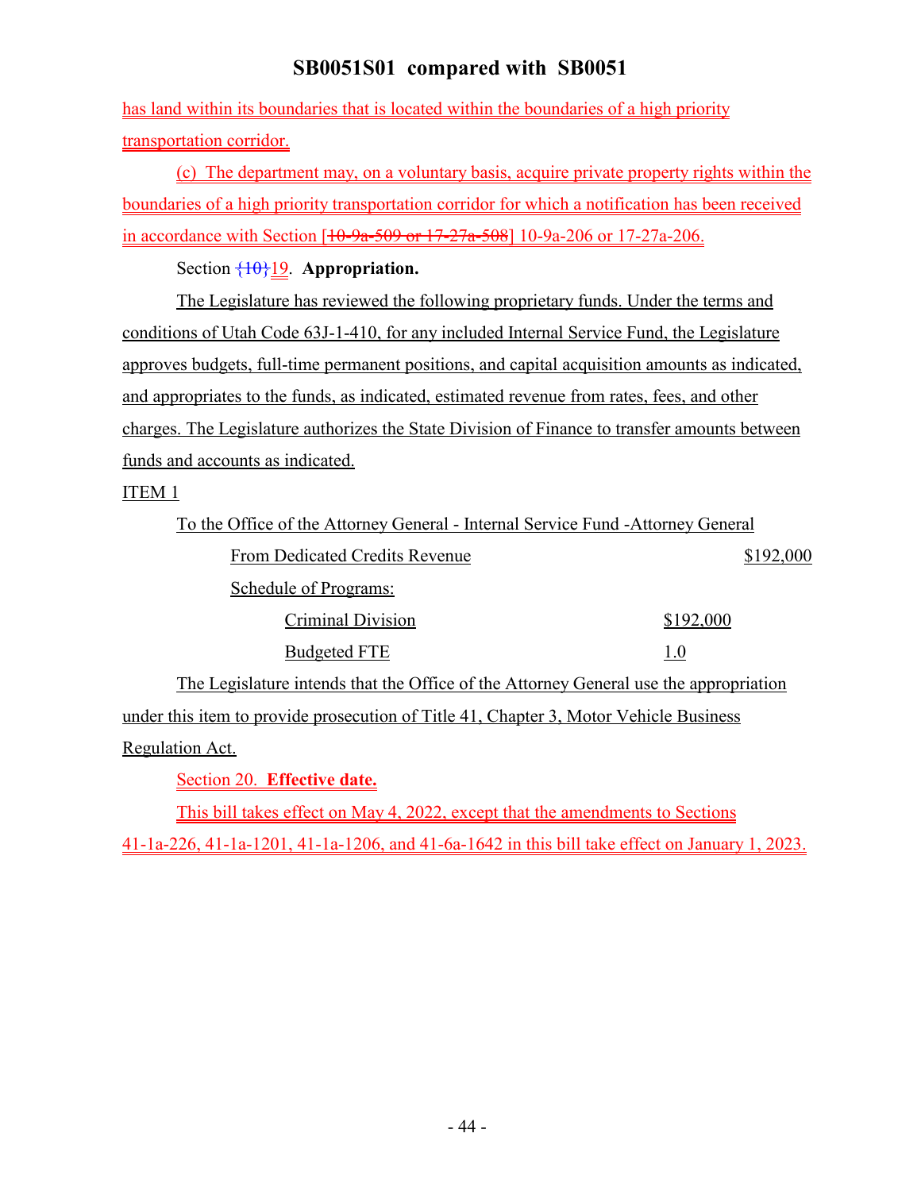has land within its boundaries that is located within the boundaries of a high priority transportation corridor.

(c) The department may, on a voluntary basis, acquire private property rights within the boundaries of a high priority transportation corridor for which a notification has been received in accordance with Section [~~10-9a-509 or 17-27a-508~~] 10-9a-206 or 17-27a-206.

Section {10}19. **Appropriation.**

The Legislature has reviewed the following proprietary funds. Under the terms and conditions of Utah Code 63J-1-410, for any included Internal Service Fund, the Legislature approves budgets, full-time permanent positions, and capital acquisition amounts as indicated, and appropriates to the funds, as indicated, estimated revenue from rates, fees, and other charges. The Legislature authorizes the State Division of Finance to transfer amounts between funds and accounts as indicated.

ITEM 1

To the Office of the Attorney General - Internal Service Fund -Attorney General

| | | |
|---|---|---|
| From Dedicated Credits Revenue | | $192,000 |
| Schedule of Programs: | | |
| Criminal Division | $192,000 | |
| Budgeted FTE | 1.0 | |

The Legislature intends that the Office of the Attorney General use the appropriation under this item to provide prosecution of Title 41, Chapter 3, Motor Vehicle Business Regulation Act.

Section 20. **Effective date.**

This bill takes effect on May 4, 2022, except that the amendments to Sections 41-1a-226, 41-1a-1201, 41-1a-1206, and 41-6a-1642 in this bill take effect on January 1, 2023.